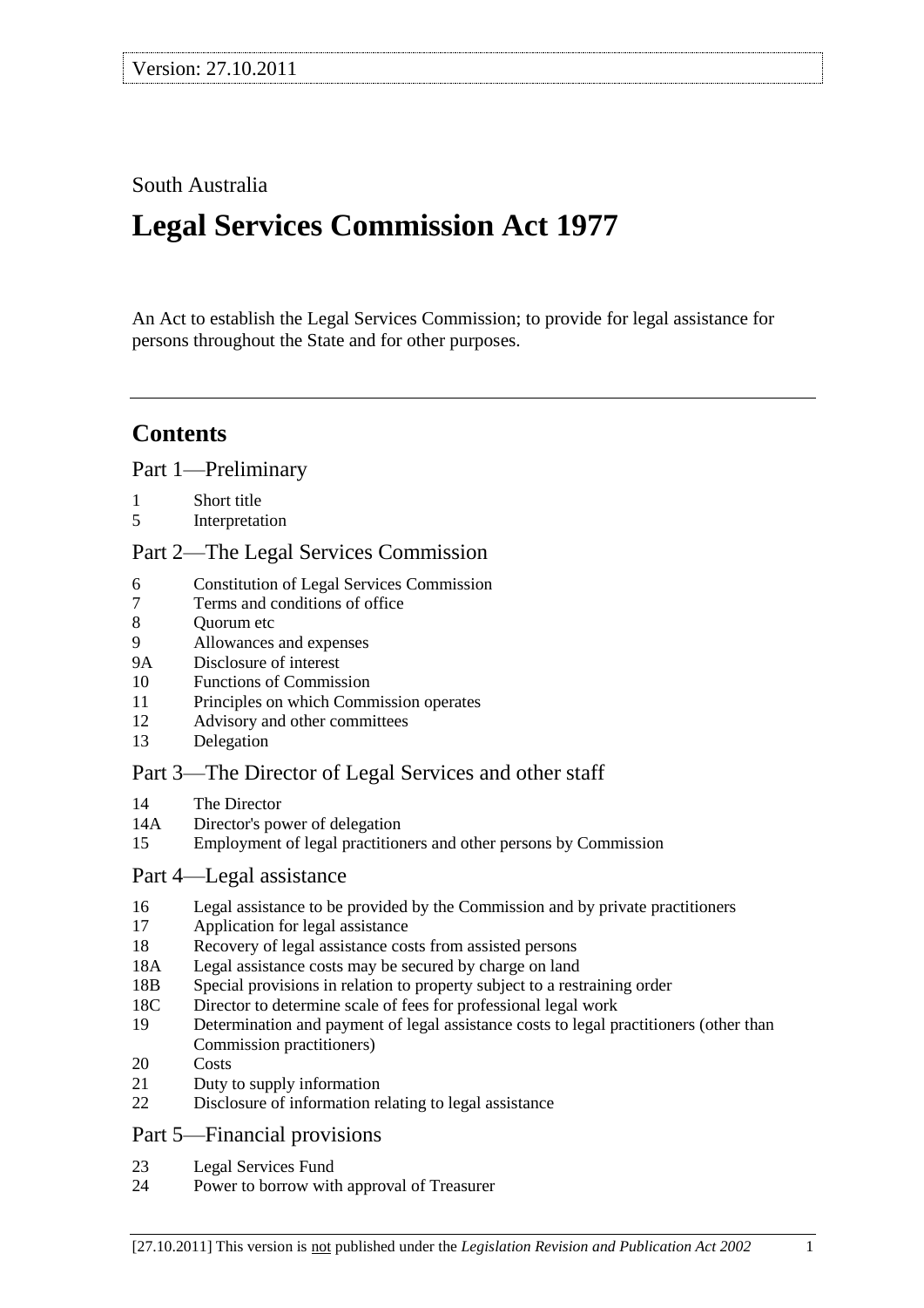Version: 27.10.2011

South Australia

# Legal Services Commission Act 1977

An Act to establish the Legal Services Commission; to provide for legal assistance for persons throughout the State and for other purposes.

---

## Contents

### Part 1—Preliminary

1 Short title
5 Interpretation

### Part 2—The Legal Services Commission

6 Constitution of Legal Services Commission
7 Terms and conditions of office
8 Quorum etc
9 Allowances and expenses
9A Disclosure of interest
10 Functions of Commission
11 Principles on which Commission operates
12 Advisory and other committees
13 Delegation

### Part 3—The Director of Legal Services and other staff

14 The Director
14A Director's power of delegation
15 Employment of legal practitioners and other persons by Commission

### Part 4—Legal assistance

16 Legal assistance to be provided by the Commission and by private practitioners
17 Application for legal assistance
18 Recovery of legal assistance costs from assisted persons
18A Legal assistance costs may be secured by charge on land
18B Special provisions in relation to property subject to a restraining order
18C Director to determine scale of fees for professional legal work
19 Determination and payment of legal assistance costs to legal practitioners (other than Commission practitioners)
20 Costs
21 Duty to supply information
22 Disclosure of information relating to legal assistance

### Part 5—Financial provisions

23 Legal Services Fund
24 Power to borrow with approval of Treasurer

[27.10.2011] This version is not published under the *Legislation Revision and Publication Act 2002*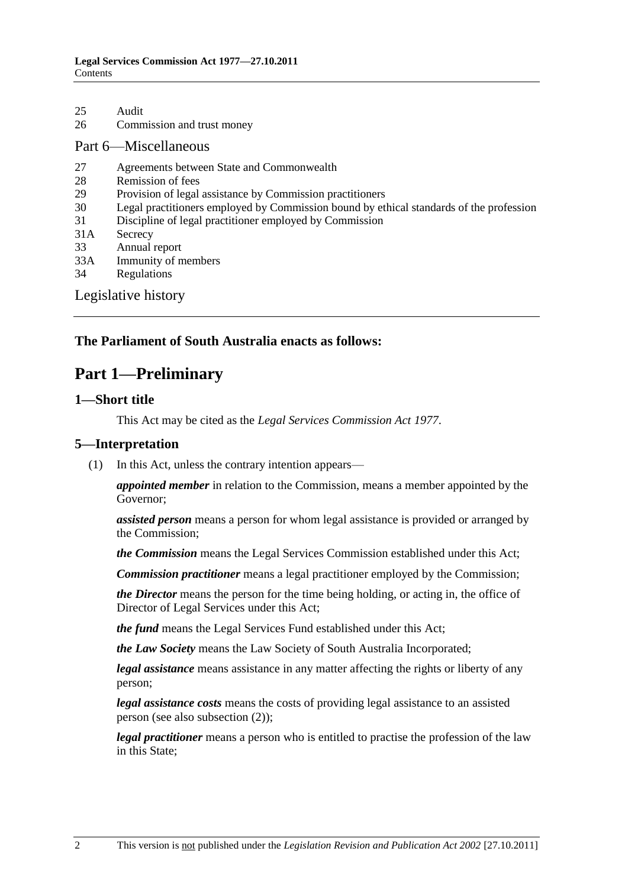25 Audit
26 Commission and trust money

Part 6—Miscellaneous

27 Agreements between State and Commonwealth
28 Remission of fees
29 Provision of legal assistance by Commission practitioners
30 Legal practitioners employed by Commission bound by ethical standards of the profession
31 Discipline of legal practitioner employed by Commission
31A Secrecy
33 Annual report
33A Immunity of members
34 Regulations

Legislative history

**The Parliament of South Australia enacts as follows:**

# Part 1—Preliminary

## 1—Short title

This Act may be cited as the *Legal Services Commission Act 1977*.

## 5—Interpretation

(1) In this Act, unless the contrary intention appears—

***appointed member*** in relation to the Commission, means a member appointed by the Governor;

***assisted person*** means a person for whom legal assistance is provided or arranged by the Commission;

***the Commission*** means the Legal Services Commission established under this Act;

***Commission practitioner*** means a legal practitioner employed by the Commission;

***the Director*** means the person for the time being holding, or acting in, the office of Director of Legal Services under this Act;

***the fund*** means the Legal Services Fund established under this Act;

***the Law Society*** means the Law Society of South Australia Incorporated;

***legal assistance*** means assistance in any matter affecting the rights or liberty of any person;

***legal assistance costs*** means the costs of providing legal assistance to an assisted person (see also subsection (2));

***legal practitioner*** means a person who is entitled to practise the profession of the law in this State;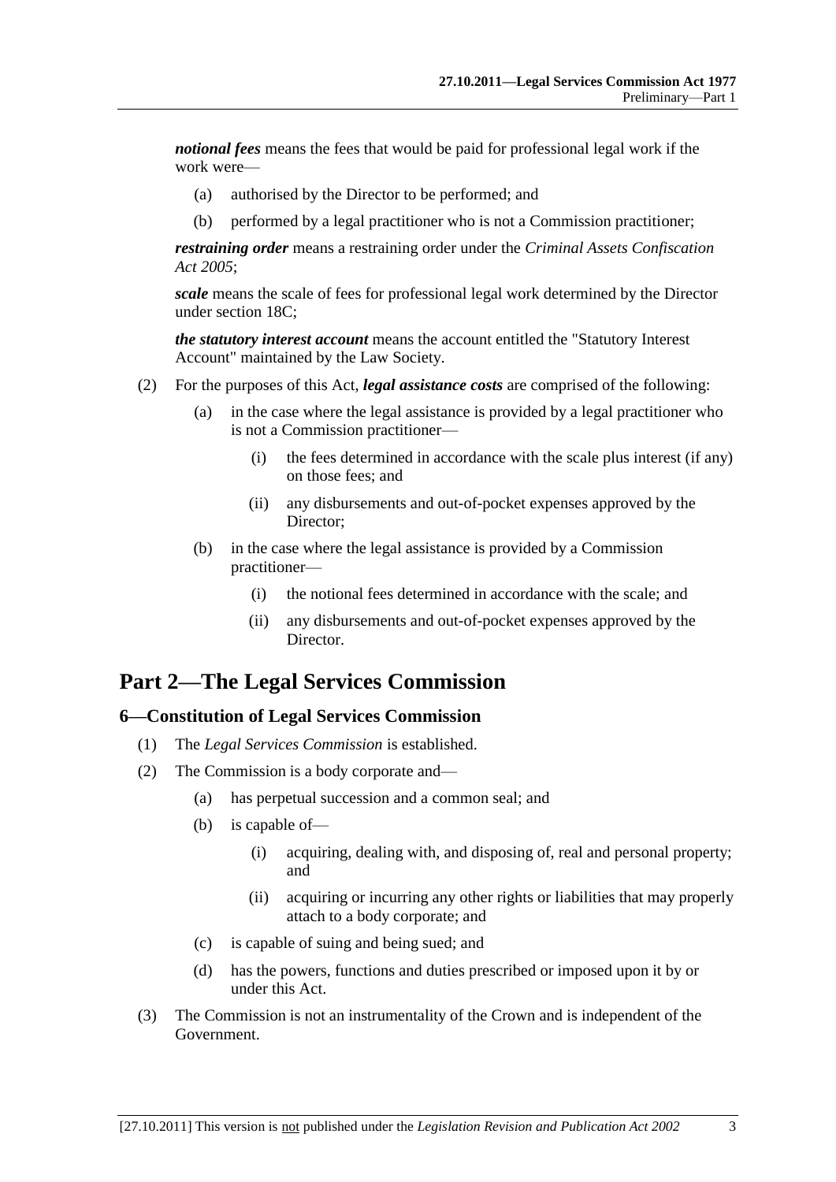***notional fees*** means the fees that would be paid for professional legal work if the work were—

(a) authorised by the Director to be performed; and

(b) performed by a legal practitioner who is not a Commission practitioner;

***restraining order*** means a restraining order under the *Criminal Assets Confiscation Act 2005*;

***scale*** means the scale of fees for professional legal work determined by the Director under section 18C;

***the statutory interest account*** means the account entitled the "Statutory Interest Account" maintained by the Law Society.

(2) For the purposes of this Act, ***legal assistance costs*** are comprised of the following:

(a) in the case where the legal assistance is provided by a legal practitioner who is not a Commission practitioner—

(i) the fees determined in accordance with the scale plus interest (if any) on those fees; and

(ii) any disbursements and out-of-pocket expenses approved by the Director;

(b) in the case where the legal assistance is provided by a Commission practitioner—

(i) the notional fees determined in accordance with the scale; and

(ii) any disbursements and out-of-pocket expenses approved by the Director.

# Part 2—The Legal Services Commission

## 6—Constitution of Legal Services Commission

(1) The *Legal Services Commission* is established.

(2) The Commission is a body corporate and—

(a) has perpetual succession and a common seal; and

(b) is capable of—

(i) acquiring, dealing with, and disposing of, real and personal property; and

(ii) acquiring or incurring any other rights or liabilities that may properly attach to a body corporate; and

(c) is capable of suing and being sued; and

(d) has the powers, functions and duties prescribed or imposed upon it by or under this Act.

(3) The Commission is not an instrumentality of the Crown and is independent of the Government.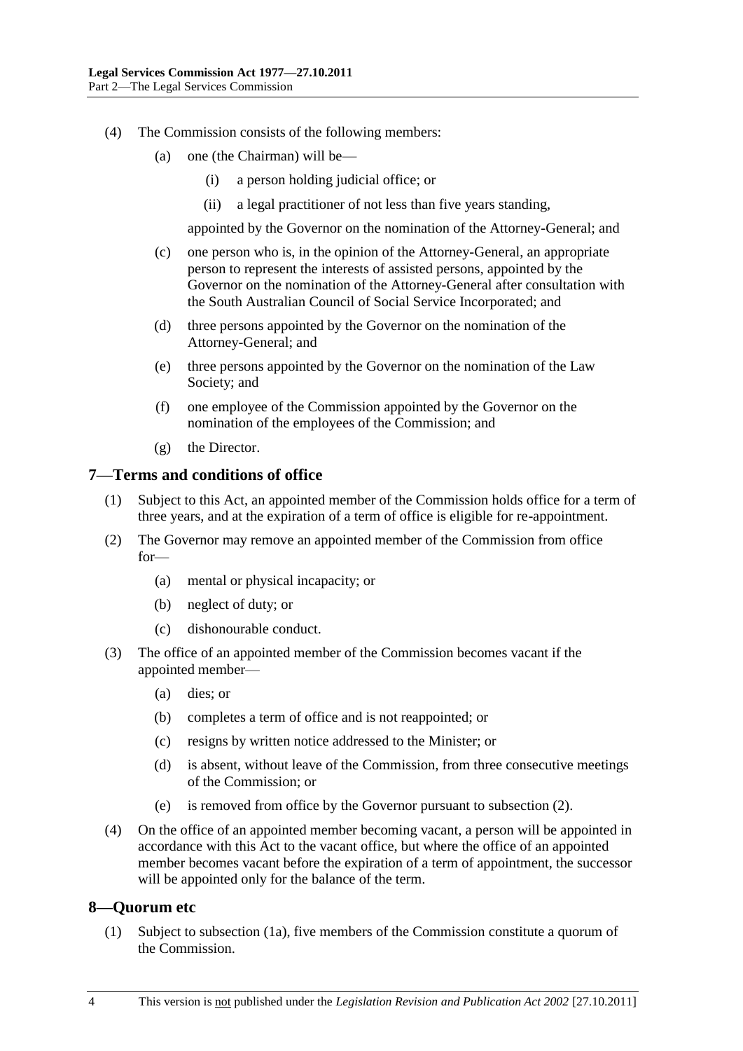(4) The Commission consists of the following members:

  (a) one (the Chairman) will be—

    (i) a person holding judicial office; or

    (ii) a legal practitioner of not less than five years standing,

  appointed by the Governor on the nomination of the Attorney-General; and

  (c) one person who is, in the opinion of the Attorney-General, an appropriate person to represent the interests of assisted persons, appointed by the Governor on the nomination of the Attorney-General after consultation with the South Australian Council of Social Service Incorporated; and

  (d) three persons appointed by the Governor on the nomination of the Attorney-General; and

  (e) three persons appointed by the Governor on the nomination of the Law Society; and

  (f) one employee of the Commission appointed by the Governor on the nomination of the employees of the Commission; and

  (g) the Director.

## 7—Terms and conditions of office

(1) Subject to this Act, an appointed member of the Commission holds office for a term of three years, and at the expiration of a term of office is eligible for re-appointment.

(2) The Governor may remove an appointed member of the Commission from office for—

  (a) mental or physical incapacity; or

  (b) neglect of duty; or

  (c) dishonourable conduct.

(3) The office of an appointed member of the Commission becomes vacant if the appointed member—

  (a) dies; or

  (b) completes a term of office and is not reappointed; or

  (c) resigns by written notice addressed to the Minister; or

  (d) is absent, without leave of the Commission, from three consecutive meetings of the Commission; or

  (e) is removed from office by the Governor pursuant to subsection (2).

(4) On the office of an appointed member becoming vacant, a person will be appointed in accordance with this Act to the vacant office, but where the office of an appointed member becomes vacant before the expiration of a term of appointment, the successor will be appointed only for the balance of the term.

## 8—Quorum etc

(1) Subject to subsection (1a), five members of the Commission constitute a quorum of the Commission.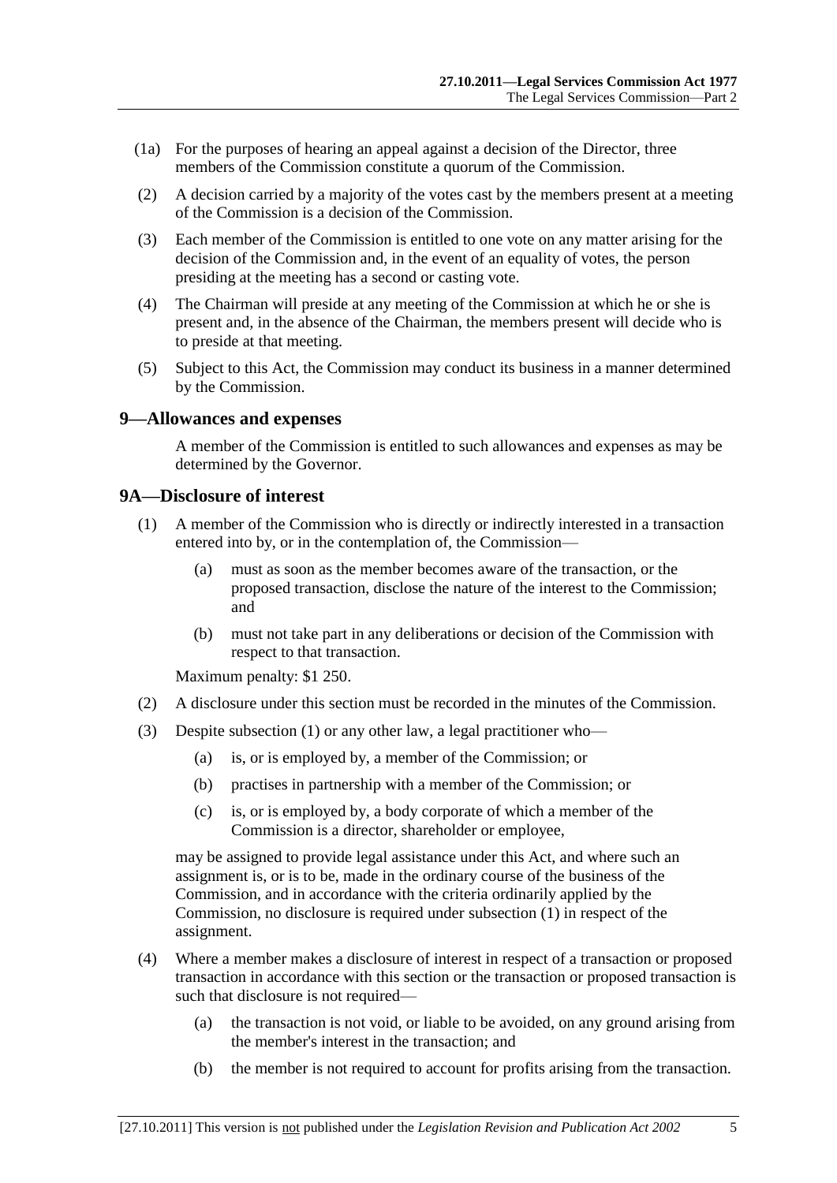(1a) For the purposes of hearing an appeal against a decision of the Director, three members of the Commission constitute a quorum of the Commission.

(2) A decision carried by a majority of the votes cast by the members present at a meeting of the Commission is a decision of the Commission.

(3) Each member of the Commission is entitled to one vote on any matter arising for the decision of the Commission and, in the event of an equality of votes, the person presiding at the meeting has a second or casting vote.

(4) The Chairman will preside at any meeting of the Commission at which he or she is present and, in the absence of the Chairman, the members present will decide who is to preside at that meeting.

(5) Subject to this Act, the Commission may conduct its business in a manner determined by the Commission.

## 9—Allowances and expenses

A member of the Commission is entitled to such allowances and expenses as may be determined by the Governor.

## 9A—Disclosure of interest

(1) A member of the Commission who is directly or indirectly interested in a transaction entered into by, or in the contemplation of, the Commission—

(a) must as soon as the member becomes aware of the transaction, or the proposed transaction, disclose the nature of the interest to the Commission; and

(b) must not take part in any deliberations or decision of the Commission with respect to that transaction.

Maximum penalty: $1 250.

(2) A disclosure under this section must be recorded in the minutes of the Commission.

(3) Despite subsection (1) or any other law, a legal practitioner who—

(a) is, or is employed by, a member of the Commission; or

(b) practises in partnership with a member of the Commission; or

(c) is, or is employed by, a body corporate of which a member of the Commission is a director, shareholder or employee,

may be assigned to provide legal assistance under this Act, and where such an assignment is, or is to be, made in the ordinary course of the business of the Commission, and in accordance with the criteria ordinarily applied by the Commission, no disclosure is required under subsection (1) in respect of the assignment.

(4) Where a member makes a disclosure of interest in respect of a transaction or proposed transaction in accordance with this section or the transaction or proposed transaction is such that disclosure is not required—

(a) the transaction is not void, or liable to be avoided, on any ground arising from the member's interest in the transaction; and

(b) the member is not required to account for profits arising from the transaction.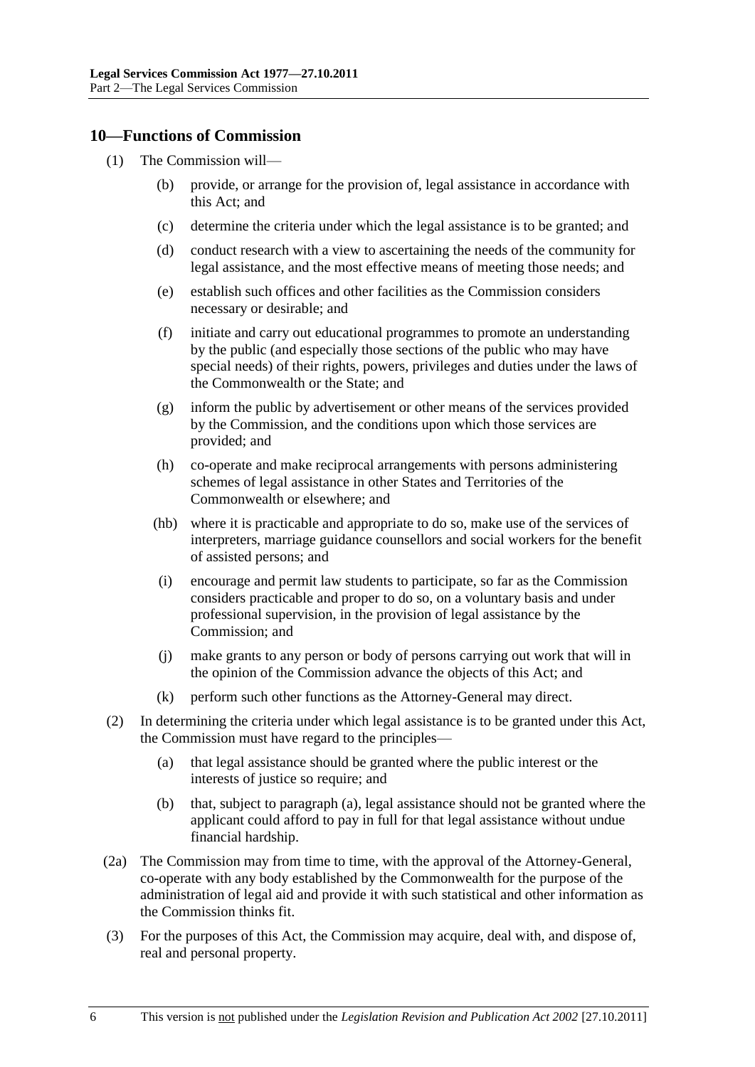## 10—Functions of Commission

(1) The Commission will—

(b) provide, or arrange for the provision of, legal assistance in accordance with this Act; and

(c) determine the criteria under which the legal assistance is to be granted; and

(d) conduct research with a view to ascertaining the needs of the community for legal assistance, and the most effective means of meeting those needs; and

(e) establish such offices and other facilities as the Commission considers necessary or desirable; and

(f) initiate and carry out educational programmes to promote an understanding by the public (and especially those sections of the public who may have special needs) of their rights, powers, privileges and duties under the laws of the Commonwealth or the State; and

(g) inform the public by advertisement or other means of the services provided by the Commission, and the conditions upon which those services are provided; and

(h) co-operate and make reciprocal arrangements with persons administering schemes of legal assistance in other States and Territories of the Commonwealth or elsewhere; and

(hb) where it is practicable and appropriate to do so, make use of the services of interpreters, marriage guidance counsellors and social workers for the benefit of assisted persons; and

(i) encourage and permit law students to participate, so far as the Commission considers practicable and proper to do so, on a voluntary basis and under professional supervision, in the provision of legal assistance by the Commission; and

(j) make grants to any person or body of persons carrying out work that will in the opinion of the Commission advance the objects of this Act; and

(k) perform such other functions as the Attorney-General may direct.

(2) In determining the criteria under which legal assistance is to be granted under this Act, the Commission must have regard to the principles—

(a) that legal assistance should be granted where the public interest or the interests of justice so require; and

(b) that, subject to paragraph (a), legal assistance should not be granted where the applicant could afford to pay in full for that legal assistance without undue financial hardship.

(2a) The Commission may from time to time, with the approval of the Attorney-General, co-operate with any body established by the Commonwealth for the purpose of the administration of legal aid and provide it with such statistical and other information as the Commission thinks fit.

(3) For the purposes of this Act, the Commission may acquire, deal with, and dispose of, real and personal property.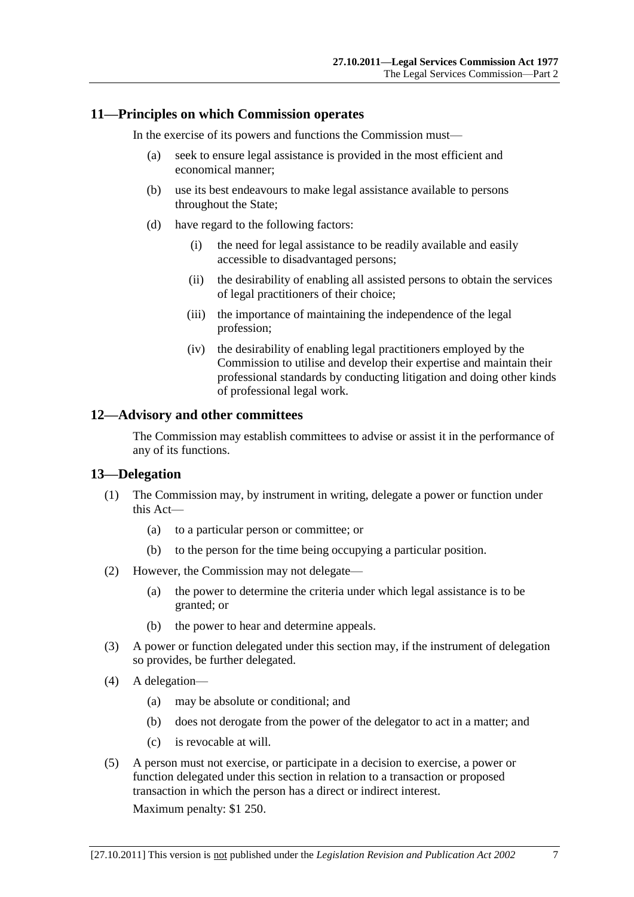## 11—Principles on which Commission operates

In the exercise of its powers and functions the Commission must—

(a) seek to ensure legal assistance is provided in the most efficient and economical manner;

(b) use its best endeavours to make legal assistance available to persons throughout the State;

(d) have regard to the following factors:

(i) the need for legal assistance to be readily available and easily accessible to disadvantaged persons;

(ii) the desirability of enabling all assisted persons to obtain the services of legal practitioners of their choice;

(iii) the importance of maintaining the independence of the legal profession;

(iv) the desirability of enabling legal practitioners employed by the Commission to utilise and develop their expertise and maintain their professional standards by conducting litigation and doing other kinds of professional legal work.

## 12—Advisory and other committees

The Commission may establish committees to advise or assist it in the performance of any of its functions.

## 13—Delegation

(1) The Commission may, by instrument in writing, delegate a power or function under this Act—

(a) to a particular person or committee; or

(b) to the person for the time being occupying a particular position.

(2) However, the Commission may not delegate—

(a) the power to determine the criteria under which legal assistance is to be granted; or

(b) the power to hear and determine appeals.

(3) A power or function delegated under this section may, if the instrument of delegation so provides, be further delegated.

(4) A delegation—

(a) may be absolute or conditional; and

(b) does not derogate from the power of the delegator to act in a matter; and

(c) is revocable at will.

(5) A person must not exercise, or participate in a decision to exercise, a power or function delegated under this section in relation to a transaction or proposed transaction in which the person has a direct or indirect interest.

Maximum penalty: $1 250.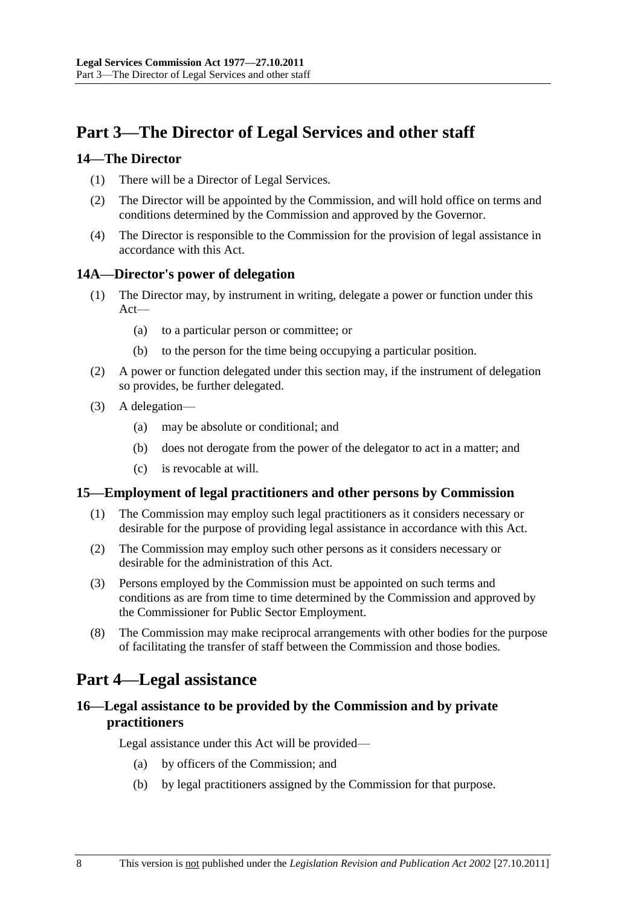# Part 3—The Director of Legal Services and other staff

## 14—The Director

(1) There will be a Director of Legal Services.

(2) The Director will be appointed by the Commission, and will hold office on terms and conditions determined by the Commission and approved by the Governor.

(4) The Director is responsible to the Commission for the provision of legal assistance in accordance with this Act.

## 14A—Director's power of delegation

(1) The Director may, by instrument in writing, delegate a power or function under this Act—

- (a) to a particular person or committee; or
- (b) to the person for the time being occupying a particular position.

(2) A power or function delegated under this section may, if the instrument of delegation so provides, be further delegated.

(3) A delegation—

- (a) may be absolute or conditional; and
- (b) does not derogate from the power of the delegator to act in a matter; and
- (c) is revocable at will.

## 15—Employment of legal practitioners and other persons by Commission

(1) The Commission may employ such legal practitioners as it considers necessary or desirable for the purpose of providing legal assistance in accordance with this Act.

(2) The Commission may employ such other persons as it considers necessary or desirable for the administration of this Act.

(3) Persons employed by the Commission must be appointed on such terms and conditions as are from time to time determined by the Commission and approved by the Commissioner for Public Sector Employment.

(8) The Commission may make reciprocal arrangements with other bodies for the purpose of facilitating the transfer of staff between the Commission and those bodies.

# Part 4—Legal assistance

## 16—Legal assistance to be provided by the Commission and by private practitioners

Legal assistance under this Act will be provided—

- (a) by officers of the Commission; and
- (b) by legal practitioners assigned by the Commission for that purpose.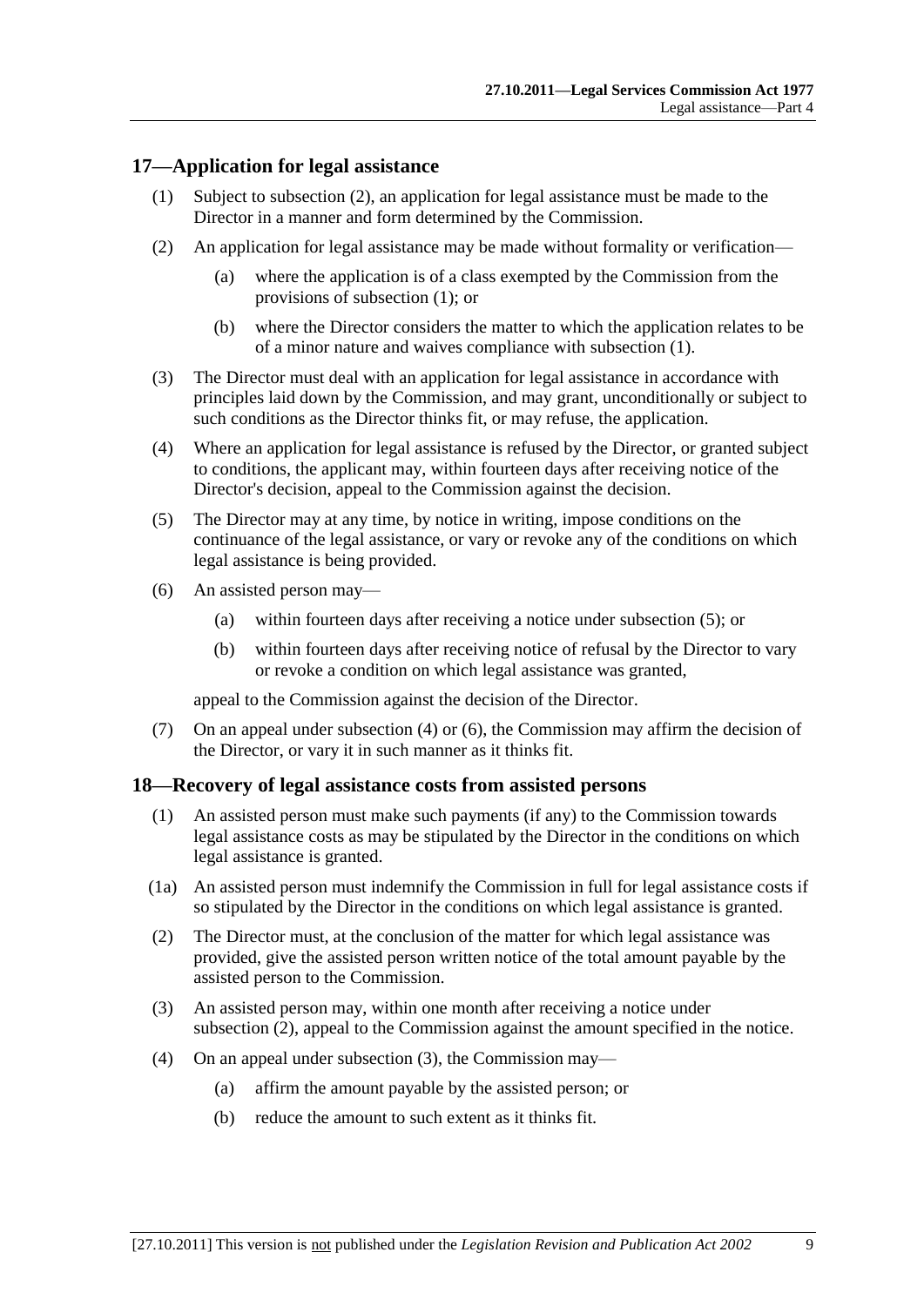## 17—Application for legal assistance

(1) Subject to subsection (2), an application for legal assistance must be made to the Director in a manner and form determined by the Commission.

(2) An application for legal assistance may be made without formality or verification—

(a) where the application is of a class exempted by the Commission from the provisions of subsection (1); or

(b) where the Director considers the matter to which the application relates to be of a minor nature and waives compliance with subsection (1).

(3) The Director must deal with an application for legal assistance in accordance with principles laid down by the Commission, and may grant, unconditionally or subject to such conditions as the Director thinks fit, or may refuse, the application.

(4) Where an application for legal assistance is refused by the Director, or granted subject to conditions, the applicant may, within fourteen days after receiving notice of the Director's decision, appeal to the Commission against the decision.

(5) The Director may at any time, by notice in writing, impose conditions on the continuance of the legal assistance, or vary or revoke any of the conditions on which legal assistance is being provided.

(6) An assisted person may—

(a) within fourteen days after receiving a notice under subsection (5); or

(b) within fourteen days after receiving notice of refusal by the Director to vary or revoke a condition on which legal assistance was granted,

appeal to the Commission against the decision of the Director.

(7) On an appeal under subsection (4) or (6), the Commission may affirm the decision of the Director, or vary it in such manner as it thinks fit.

## 18—Recovery of legal assistance costs from assisted persons

(1) An assisted person must make such payments (if any) to the Commission towards legal assistance costs as may be stipulated by the Director in the conditions on which legal assistance is granted.

(1a) An assisted person must indemnify the Commission in full for legal assistance costs if so stipulated by the Director in the conditions on which legal assistance is granted.

(2) The Director must, at the conclusion of the matter for which legal assistance was provided, give the assisted person written notice of the total amount payable by the assisted person to the Commission.

(3) An assisted person may, within one month after receiving a notice under subsection (2), appeal to the Commission against the amount specified in the notice.

(4) On an appeal under subsection (3), the Commission may—

(a) affirm the amount payable by the assisted person; or

(b) reduce the amount to such extent as it thinks fit.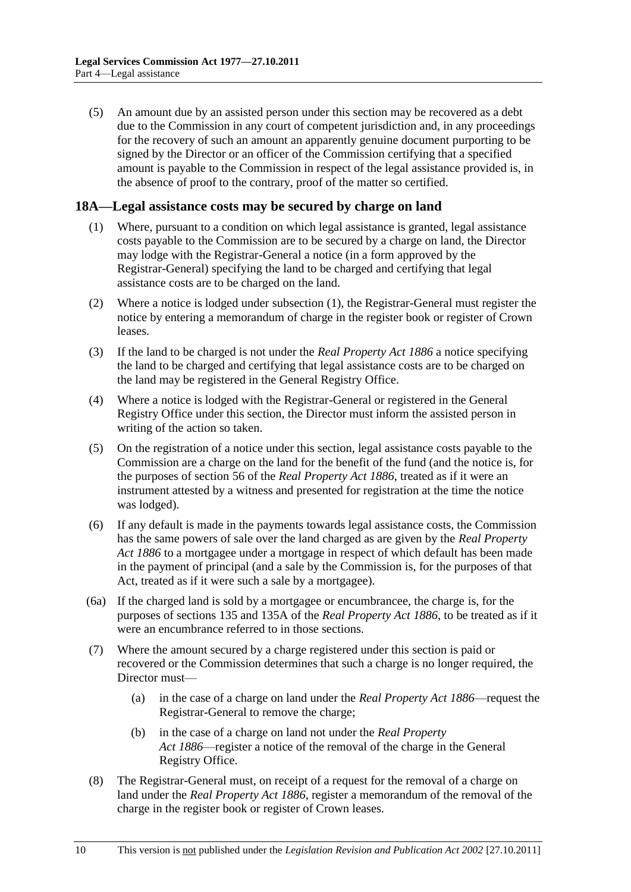(5) An amount due by an assisted person under this section may be recovered as a debt due to the Commission in any court of competent jurisdiction and, in any proceedings for the recovery of such an amount an apparently genuine document purporting to be signed by the Director or an officer of the Commission certifying that a specified amount is payable to the Commission in respect of the legal assistance provided is, in the absence of proof to the contrary, proof of the matter so certified.

## 18A—Legal assistance costs may be secured by charge on land

(1) Where, pursuant to a condition on which legal assistance is granted, legal assistance costs payable to the Commission are to be secured by a charge on land, the Director may lodge with the Registrar-General a notice (in a form approved by the Registrar-General) specifying the land to be charged and certifying that legal assistance costs are to be charged on the land.

(2) Where a notice is lodged under subsection (1), the Registrar-General must register the notice by entering a memorandum of charge in the register book or register of Crown leases.

(3) If the land to be charged is not under the *Real Property Act 1886* a notice specifying the land to be charged and certifying that legal assistance costs are to be charged on the land may be registered in the General Registry Office.

(4) Where a notice is lodged with the Registrar-General or registered in the General Registry Office under this section, the Director must inform the assisted person in writing of the action so taken.

(5) On the registration of a notice under this section, legal assistance costs payable to the Commission are a charge on the land for the benefit of the fund (and the notice is, for the purposes of section 56 of the *Real Property Act 1886*, treated as if it were an instrument attested by a witness and presented for registration at the time the notice was lodged).

(6) If any default is made in the payments towards legal assistance costs, the Commission has the same powers of sale over the land charged as are given by the *Real Property Act 1886* to a mortgagee under a mortgage in respect of which default has been made in the payment of principal (and a sale by the Commission is, for the purposes of that Act, treated as if it were such a sale by a mortgagee).

(6a) If the charged land is sold by a mortgagee or encumbrancee, the charge is, for the purposes of sections 135 and 135A of the *Real Property Act 1886*, to be treated as if it were an encumbrance referred to in those sections.

(7) Where the amount secured by a charge registered under this section is paid or recovered or the Commission determines that such a charge is no longer required, the Director must—

(a) in the case of a charge on land under the *Real Property Act 1886*—request the Registrar-General to remove the charge;

(b) in the case of a charge on land not under the *Real Property Act 1886*—register a notice of the removal of the charge in the General Registry Office.

(8) The Registrar-General must, on receipt of a request for the removal of a charge on land under the *Real Property Act 1886*, register a memorandum of the removal of the charge in the register book or register of Crown leases.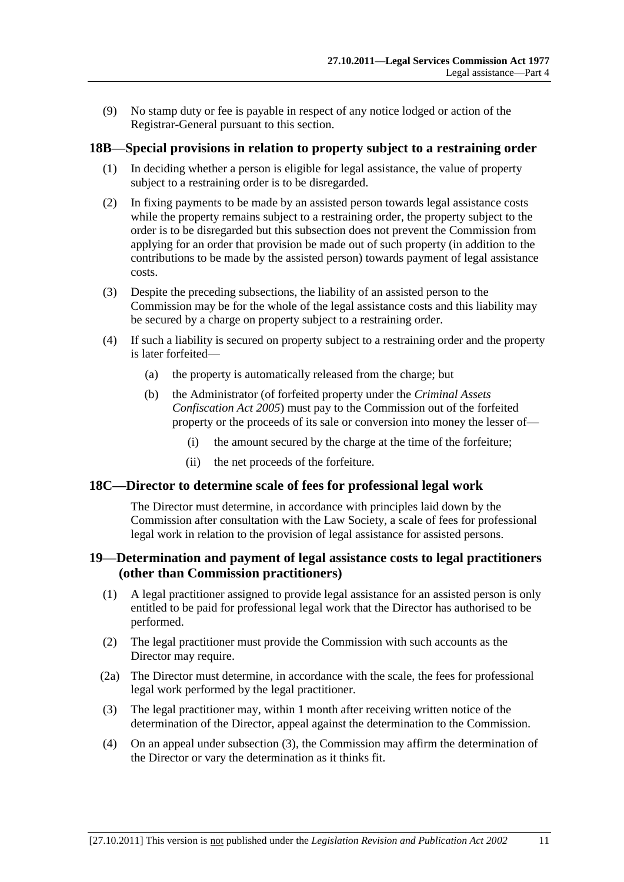(9) No stamp duty or fee is payable in respect of any notice lodged or action of the Registrar-General pursuant to this section.

## 18B—Special provisions in relation to property subject to a restraining order

(1) In deciding whether a person is eligible for legal assistance, the value of property subject to a restraining order is to be disregarded.

(2) In fixing payments to be made by an assisted person towards legal assistance costs while the property remains subject to a restraining order, the property subject to the order is to be disregarded but this subsection does not prevent the Commission from applying for an order that provision be made out of such property (in addition to the contributions to be made by the assisted person) towards payment of legal assistance costs.

(3) Despite the preceding subsections, the liability of an assisted person to the Commission may be for the whole of the legal assistance costs and this liability may be secured by a charge on property subject to a restraining order.

(4) If such a liability is secured on property subject to a restraining order and the property is later forfeited—

(a) the property is automatically released from the charge; but

(b) the Administrator (of forfeited property under the *Criminal Assets Confiscation Act 2005*) must pay to the Commission out of the forfeited property or the proceeds of its sale or conversion into money the lesser of—

(i) the amount secured by the charge at the time of the forfeiture;

(ii) the net proceeds of the forfeiture.

## 18C—Director to determine scale of fees for professional legal work

The Director must determine, in accordance with principles laid down by the Commission after consultation with the Law Society, a scale of fees for professional legal work in relation to the provision of legal assistance for assisted persons.

## 19—Determination and payment of legal assistance costs to legal practitioners (other than Commission practitioners)

(1) A legal practitioner assigned to provide legal assistance for an assisted person is only entitled to be paid for professional legal work that the Director has authorised to be performed.

(2) The legal practitioner must provide the Commission with such accounts as the Director may require.

(2a) The Director must determine, in accordance with the scale, the fees for professional legal work performed by the legal practitioner.

(3) The legal practitioner may, within 1 month after receiving written notice of the determination of the Director, appeal against the determination to the Commission.

(4) On an appeal under subsection (3), the Commission may affirm the determination of the Director or vary the determination as it thinks fit.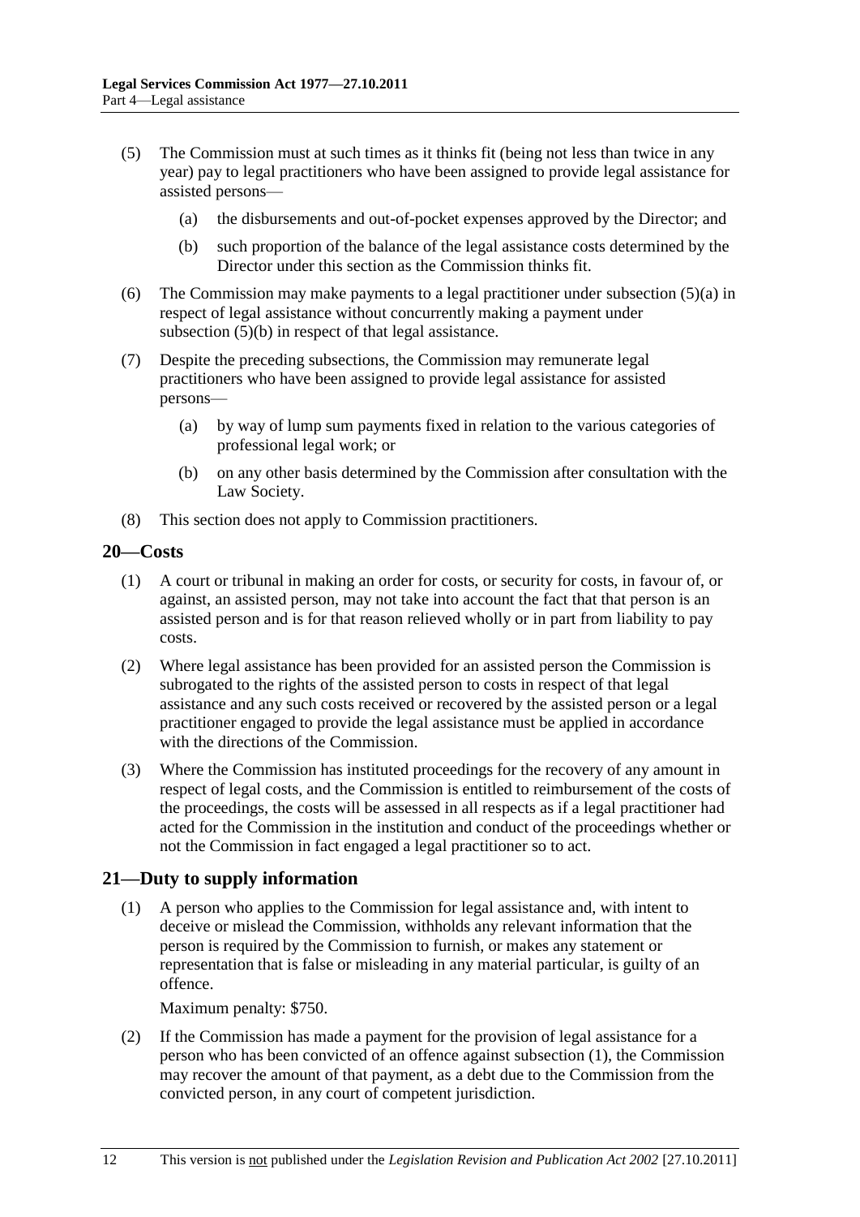(5) The Commission must at such times as it thinks fit (being not less than twice in any year) pay to legal practitioners who have been assigned to provide legal assistance for assisted persons—

(a) the disbursements and out-of-pocket expenses approved by the Director; and

(b) such proportion of the balance of the legal assistance costs determined by the Director under this section as the Commission thinks fit.

(6) The Commission may make payments to a legal practitioner under subsection (5)(a) in respect of legal assistance without concurrently making a payment under subsection (5)(b) in respect of that legal assistance.

(7) Despite the preceding subsections, the Commission may remunerate legal practitioners who have been assigned to provide legal assistance for assisted persons—

(a) by way of lump sum payments fixed in relation to the various categories of professional legal work; or

(b) on any other basis determined by the Commission after consultation with the Law Society.

(8) This section does not apply to Commission practitioners.

## 20—Costs

(1) A court or tribunal in making an order for costs, or security for costs, in favour of, or against, an assisted person, may not take into account the fact that that person is an assisted person and is for that reason relieved wholly or in part from liability to pay costs.

(2) Where legal assistance has been provided for an assisted person the Commission is subrogated to the rights of the assisted person to costs in respect of that legal assistance and any such costs received or recovered by the assisted person or a legal practitioner engaged to provide the legal assistance must be applied in accordance with the directions of the Commission.

(3) Where the Commission has instituted proceedings for the recovery of any amount in respect of legal costs, and the Commission is entitled to reimbursement of the costs of the proceedings, the costs will be assessed in all respects as if a legal practitioner had acted for the Commission in the institution and conduct of the proceedings whether or not the Commission in fact engaged a legal practitioner so to act.

## 21—Duty to supply information

(1) A person who applies to the Commission for legal assistance and, with intent to deceive or mislead the Commission, withholds any relevant information that the person is required by the Commission to furnish, or makes any statement or representation that is false or misleading in any material particular, is guilty of an offence.

Maximum penalty: $750.

(2) If the Commission has made a payment for the provision of legal assistance for a person who has been convicted of an offence against subsection (1), the Commission may recover the amount of that payment, as a debt due to the Commission from the convicted person, in any court of competent jurisdiction.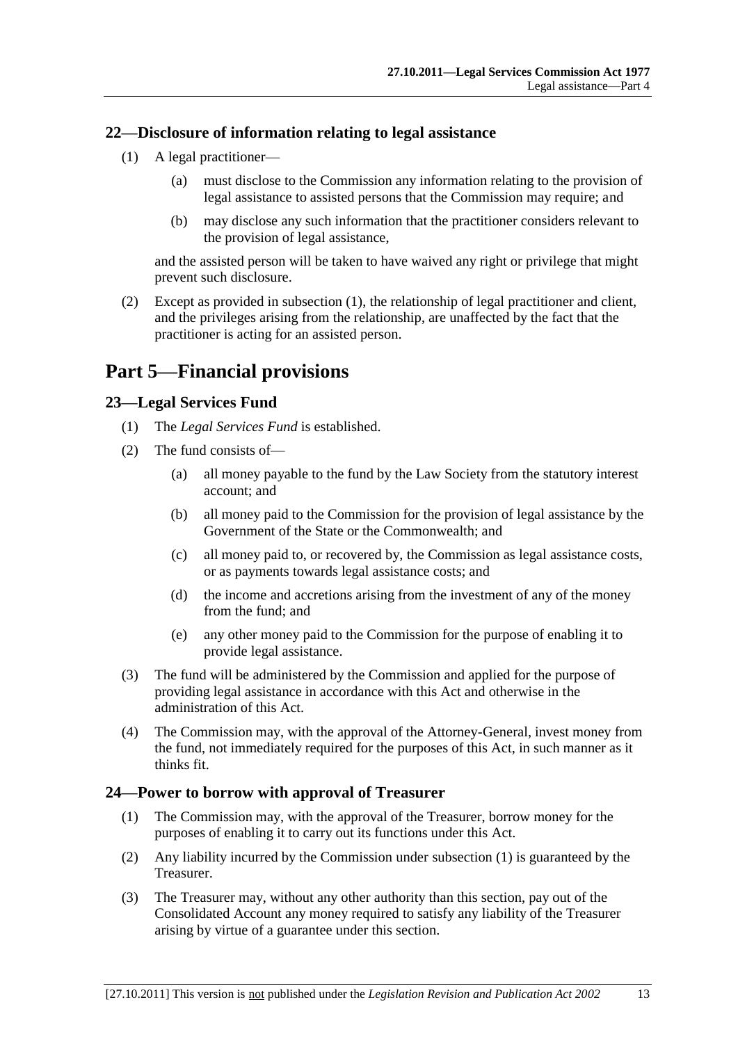### 22—Disclosure of information relating to legal assistance

(1) A legal practitioner—

(a) must disclose to the Commission any information relating to the provision of legal assistance to assisted persons that the Commission may require; and

(b) may disclose any such information that the practitioner considers relevant to the provision of legal assistance,

and the assisted person will be taken to have waived any right or privilege that might prevent such disclosure.

(2) Except as provided in subsection (1), the relationship of legal practitioner and client, and the privileges arising from the relationship, are unaffected by the fact that the practitioner is acting for an assisted person.

## Part 5—Financial provisions

### 23—Legal Services Fund

(1) The *Legal Services Fund* is established.

(2) The fund consists of—

(a) all money payable to the fund by the Law Society from the statutory interest account; and

(b) all money paid to the Commission for the provision of legal assistance by the Government of the State or the Commonwealth; and

(c) all money paid to, or recovered by, the Commission as legal assistance costs, or as payments towards legal assistance costs; and

(d) the income and accretions arising from the investment of any of the money from the fund; and

(e) any other money paid to the Commission for the purpose of enabling it to provide legal assistance.

(3) The fund will be administered by the Commission and applied for the purpose of providing legal assistance in accordance with this Act and otherwise in the administration of this Act.

(4) The Commission may, with the approval of the Attorney-General, invest money from the fund, not immediately required for the purposes of this Act, in such manner as it thinks fit.

### 24—Power to borrow with approval of Treasurer

(1) The Commission may, with the approval of the Treasurer, borrow money for the purposes of enabling it to carry out its functions under this Act.

(2) Any liability incurred by the Commission under subsection (1) is guaranteed by the Treasurer.

(3) The Treasurer may, without any other authority than this section, pay out of the Consolidated Account any money required to satisfy any liability of the Treasurer arising by virtue of a guarantee under this section.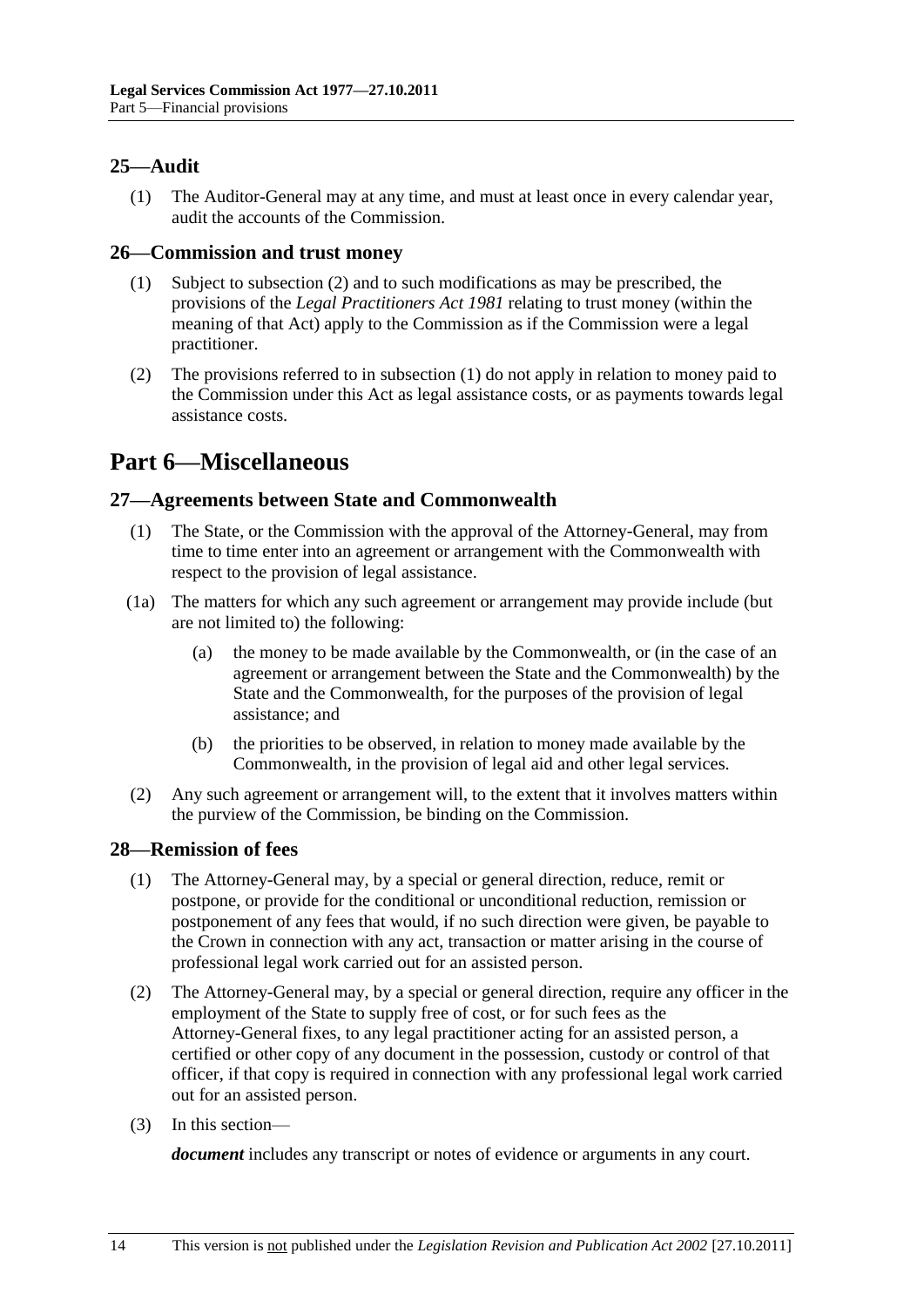## 25—Audit

(1) The Auditor-General may at any time, and must at least once in every calendar year, audit the accounts of the Commission.

## 26—Commission and trust money

(1) Subject to subsection (2) and to such modifications as may be prescribed, the provisions of the *Legal Practitioners Act 1981* relating to trust money (within the meaning of that Act) apply to the Commission as if the Commission were a legal practitioner.

(2) The provisions referred to in subsection (1) do not apply in relation to money paid to the Commission under this Act as legal assistance costs, or as payments towards legal assistance costs.

# Part 6—Miscellaneous

## 27—Agreements between State and Commonwealth

(1) The State, or the Commission with the approval of the Attorney-General, may from time to time enter into an agreement or arrangement with the Commonwealth with respect to the provision of legal assistance.

(1a) The matters for which any such agreement or arrangement may provide include (but are not limited to) the following:

(a) the money to be made available by the Commonwealth, or (in the case of an agreement or arrangement between the State and the Commonwealth) by the State and the Commonwealth, for the purposes of the provision of legal assistance; and

(b) the priorities to be observed, in relation to money made available by the Commonwealth, in the provision of legal aid and other legal services.

(2) Any such agreement or arrangement will, to the extent that it involves matters within the purview of the Commission, be binding on the Commission.

## 28—Remission of fees

(1) The Attorney-General may, by a special or general direction, reduce, remit or postpone, or provide for the conditional or unconditional reduction, remission or postponement of any fees that would, if no such direction were given, be payable to the Crown in connection with any act, transaction or matter arising in the course of professional legal work carried out for an assisted person.

(2) The Attorney-General may, by a special or general direction, require any officer in the employment of the State to supply free of cost, or for such fees as the Attorney-General fixes, to any legal practitioner acting for an assisted person, a certified or other copy of any document in the possession, custody or control of that officer, if that copy is required in connection with any professional legal work carried out for an assisted person.

(3) In this section—

***document*** includes any transcript or notes of evidence or arguments in any court.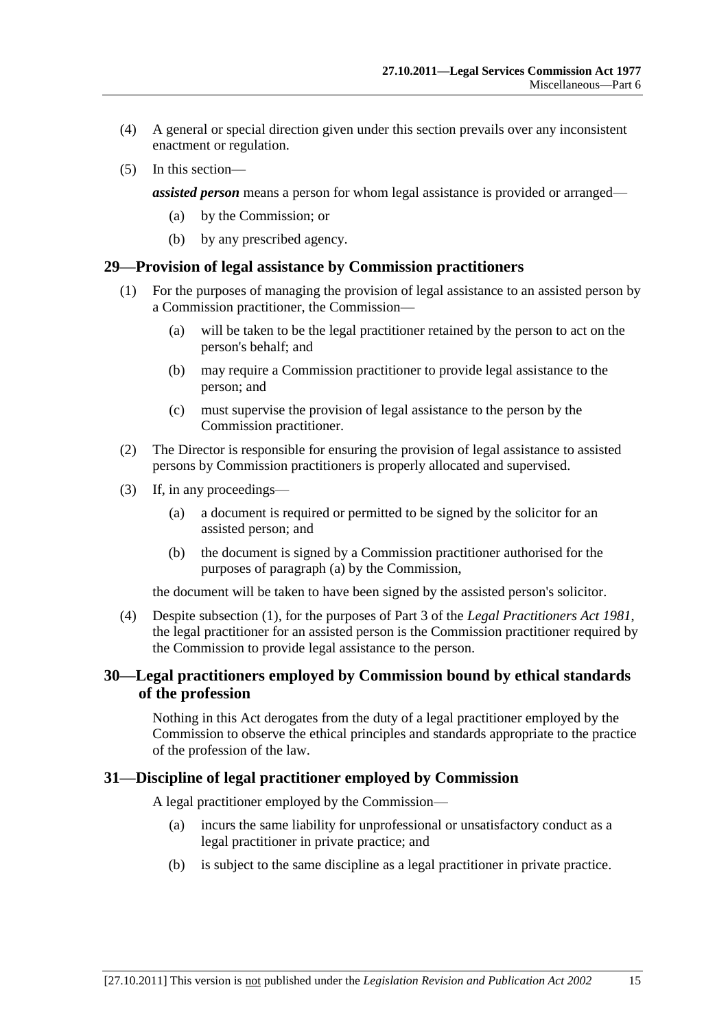(4) A general or special direction given under this section prevails over any inconsistent enactment or regulation.

(5) In this section—

***assisted person*** means a person for whom legal assistance is provided or arranged—

(a) by the Commission; or

(b) by any prescribed agency.

## 29—Provision of legal assistance by Commission practitioners

(1) For the purposes of managing the provision of legal assistance to an assisted person by a Commission practitioner, the Commission—

(a) will be taken to be the legal practitioner retained by the person to act on the person's behalf; and

(b) may require a Commission practitioner to provide legal assistance to the person; and

(c) must supervise the provision of legal assistance to the person by the Commission practitioner.

(2) The Director is responsible for ensuring the provision of legal assistance to assisted persons by Commission practitioners is properly allocated and supervised.

(3) If, in any proceedings—

(a) a document is required or permitted to be signed by the solicitor for an assisted person; and

(b) the document is signed by a Commission practitioner authorised for the purposes of paragraph (a) by the Commission,

the document will be taken to have been signed by the assisted person's solicitor.

(4) Despite subsection (1), for the purposes of Part 3 of the *Legal Practitioners Act 1981*, the legal practitioner for an assisted person is the Commission practitioner required by the Commission to provide legal assistance to the person.

## 30—Legal practitioners employed by Commission bound by ethical standards of the profession

Nothing in this Act derogates from the duty of a legal practitioner employed by the Commission to observe the ethical principles and standards appropriate to the practice of the profession of the law.

## 31—Discipline of legal practitioner employed by Commission

A legal practitioner employed by the Commission—

(a) incurs the same liability for unprofessional or unsatisfactory conduct as a legal practitioner in private practice; and

(b) is subject to the same discipline as a legal practitioner in private practice.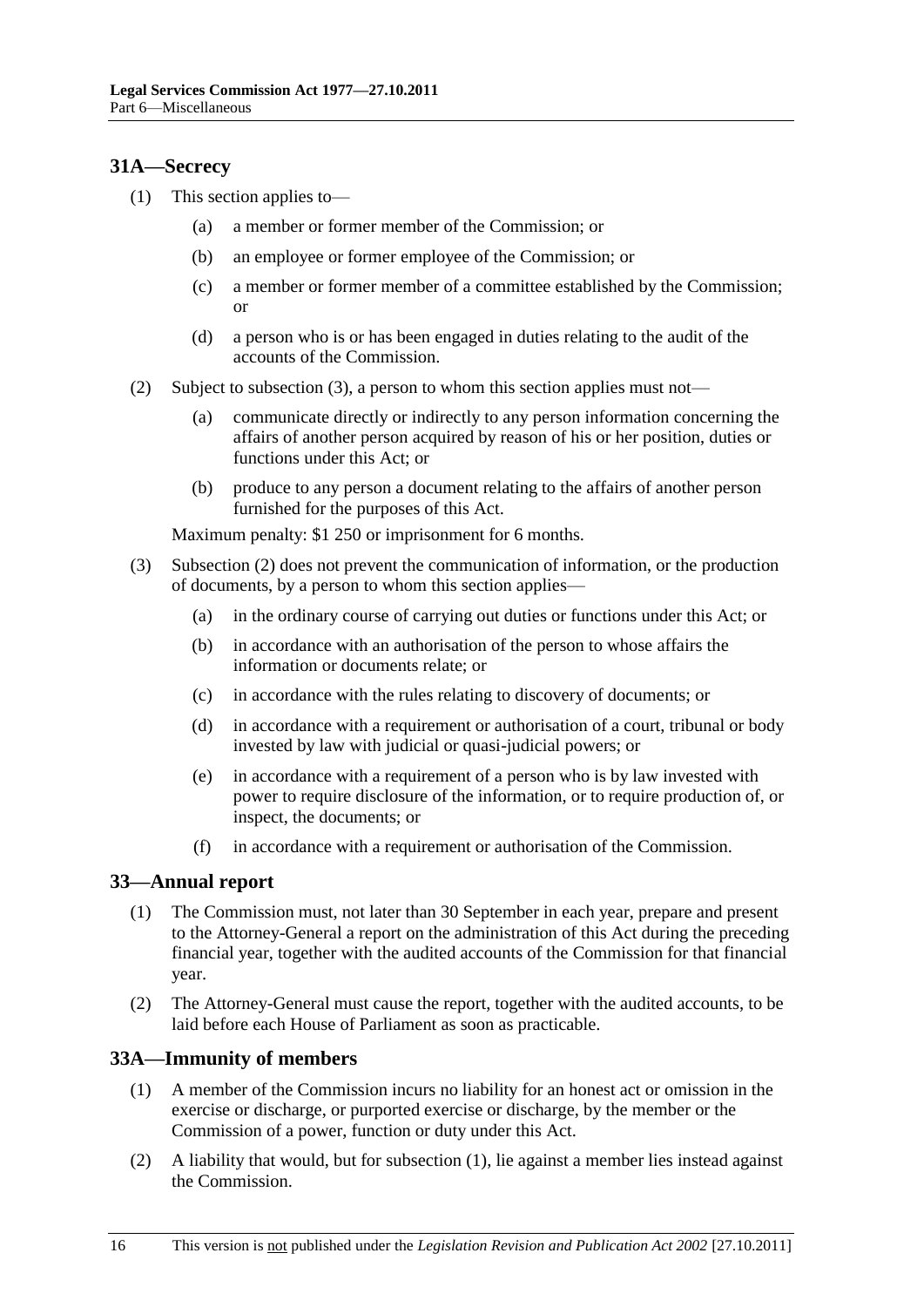## 31A—Secrecy

(1) This section applies to—

(a) a member or former member of the Commission; or

(b) an employee or former employee of the Commission; or

(c) a member or former member of a committee established by the Commission; or

(d) a person who is or has been engaged in duties relating to the audit of the accounts of the Commission.

(2) Subject to subsection (3), a person to whom this section applies must not—

(a) communicate directly or indirectly to any person information concerning the affairs of another person acquired by reason of his or her position, duties or functions under this Act; or

(b) produce to any person a document relating to the affairs of another person furnished for the purposes of this Act.

Maximum penalty: $1 250 or imprisonment for 6 months.

(3) Subsection (2) does not prevent the communication of information, or the production of documents, by a person to whom this section applies—

(a) in the ordinary course of carrying out duties or functions under this Act; or

(b) in accordance with an authorisation of the person to whose affairs the information or documents relate; or

(c) in accordance with the rules relating to discovery of documents; or

(d) in accordance with a requirement or authorisation of a court, tribunal or body invested by law with judicial or quasi-judicial powers; or

(e) in accordance with a requirement of a person who is by law invested with power to require disclosure of the information, or to require production of, or inspect, the documents; or

(f) in accordance with a requirement or authorisation of the Commission.

## 33—Annual report

(1) The Commission must, not later than 30 September in each year, prepare and present to the Attorney-General a report on the administration of this Act during the preceding financial year, together with the audited accounts of the Commission for that financial year.

(2) The Attorney-General must cause the report, together with the audited accounts, to be laid before each House of Parliament as soon as practicable.

## 33A—Immunity of members

(1) A member of the Commission incurs no liability for an honest act or omission in the exercise or discharge, or purported exercise or discharge, by the member or the Commission of a power, function or duty under this Act.

(2) A liability that would, but for subsection (1), lie against a member lies instead against the Commission.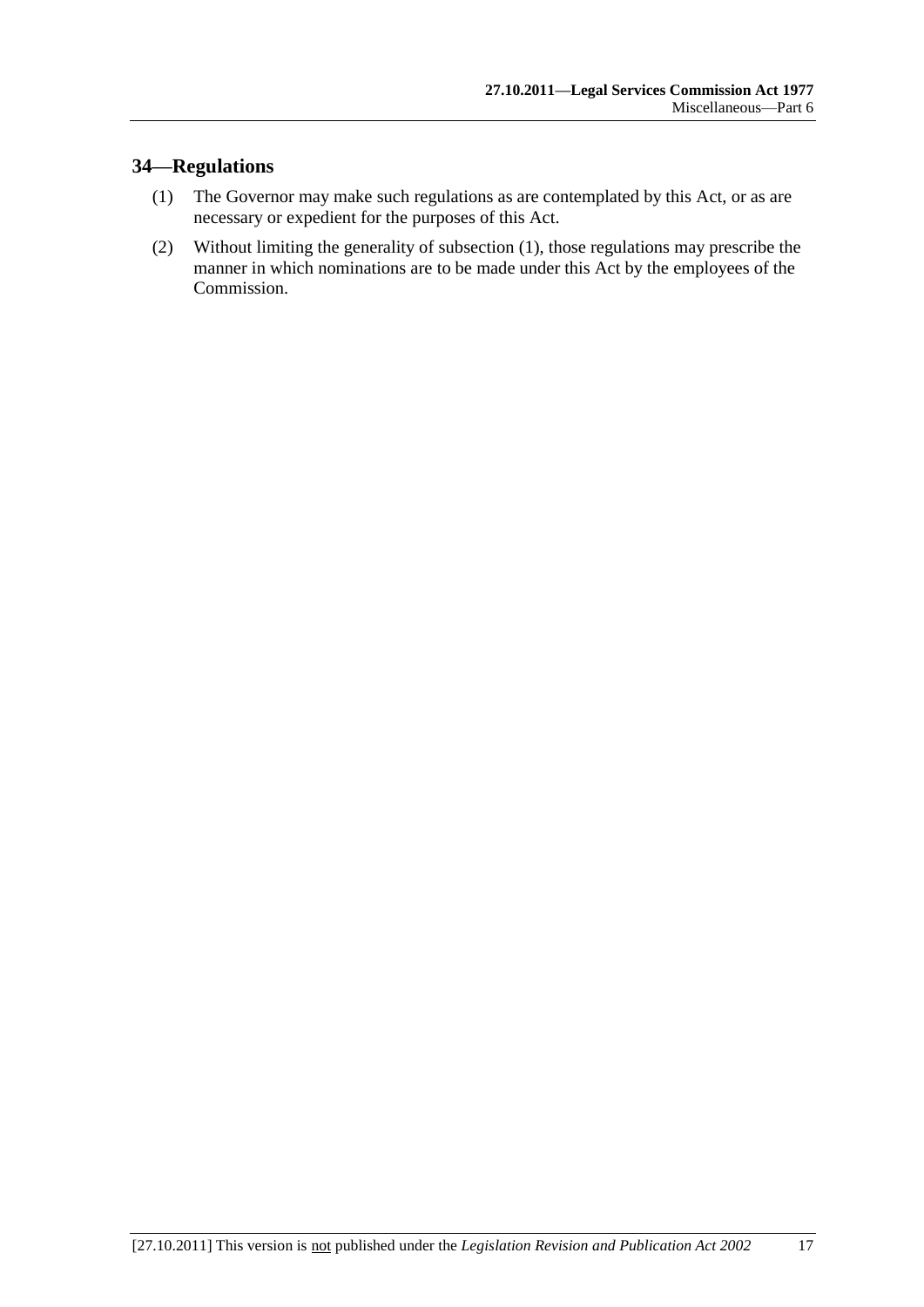## 34—Regulations

(1) The Governor may make such regulations as are contemplated by this Act, or as are necessary or expedient for the purposes of this Act.

(2) Without limiting the generality of subsection (1), those regulations may prescribe the manner in which nominations are to be made under this Act by the employees of the Commission.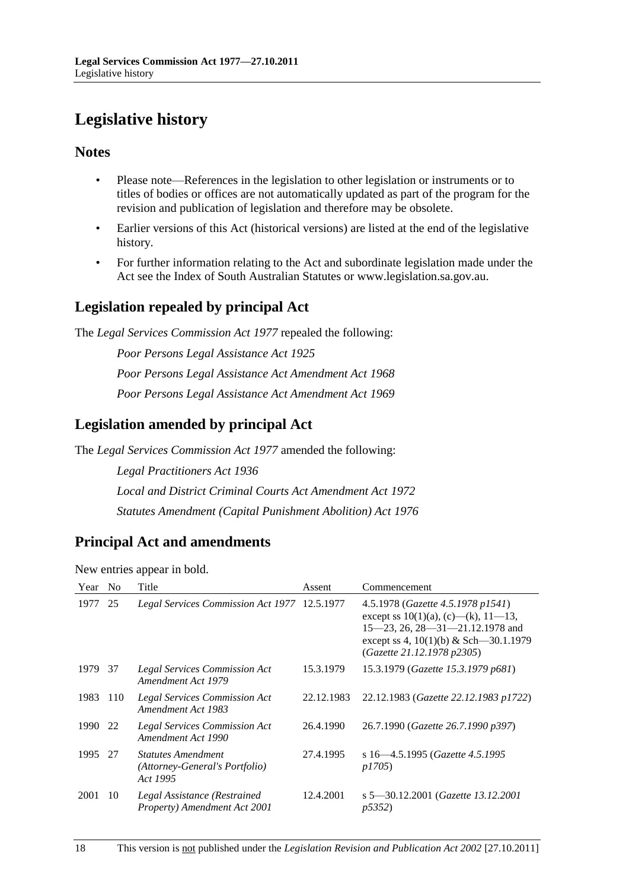# Legislative history

## Notes

- Please note—References in the legislation to other legislation or instruments or to titles of bodies or offices are not automatically updated as part of the program for the revision and publication of legislation and therefore may be obsolete.
- Earlier versions of this Act (historical versions) are listed at the end of the legislative history.
- For further information relating to the Act and subordinate legislation made under the Act see the Index of South Australian Statutes or www.legislation.sa.gov.au.

## Legislation repealed by principal Act

The *Legal Services Commission Act 1977* repealed the following:

*Poor Persons Legal Assistance Act 1925*

*Poor Persons Legal Assistance Act Amendment Act 1968*

*Poor Persons Legal Assistance Act Amendment Act 1969*

## Legislation amended by principal Act

The *Legal Services Commission Act 1977* amended the following:

*Legal Practitioners Act 1936*

*Local and District Criminal Courts Act Amendment Act 1972*

*Statutes Amendment (Capital Punishment Abolition) Act 1976*

## Principal Act and amendments

New entries appear in bold.

| Year | No | Title | Assent | Commencement |
|---|---|---|---|---|
| 1977 | 25 | *Legal Services Commission Act 1977* | 12.5.1977 | 4.5.1978 (*Gazette 4.5.1978 p1541*) except ss 10(1)(a), (c)—(k), 11—13, 15—23, 26, 28—31—21.12.1978 and except ss 4, 10(1)(b) & Sch—30.1.1979 (*Gazette 21.12.1978 p2305*) |
| 1979 | 37 | *Legal Services Commission Act Amendment Act 1979* | 15.3.1979 | 15.3.1979 (*Gazette 15.3.1979 p681*) |
| 1983 | 110 | *Legal Services Commission Act Amendment Act 1983* | 22.12.1983 | 22.12.1983 (*Gazette 22.12.1983 p1722*) |
| 1990 | 22 | *Legal Services Commission Act Amendment Act 1990* | 26.4.1990 | 26.7.1990 (*Gazette 26.7.1990 p397*) |
| 1995 | 27 | *Statutes Amendment (Attorney-General's Portfolio) Act 1995* | 27.4.1995 | s 16—4.5.1995 (*Gazette 4.5.1995 p1705*) |
| 2001 | 10 | *Legal Assistance (Restrained Property) Amendment Act 2001* | 12.4.2001 | s 5—30.12.2001 (*Gazette 13.12.2001 p5352*) |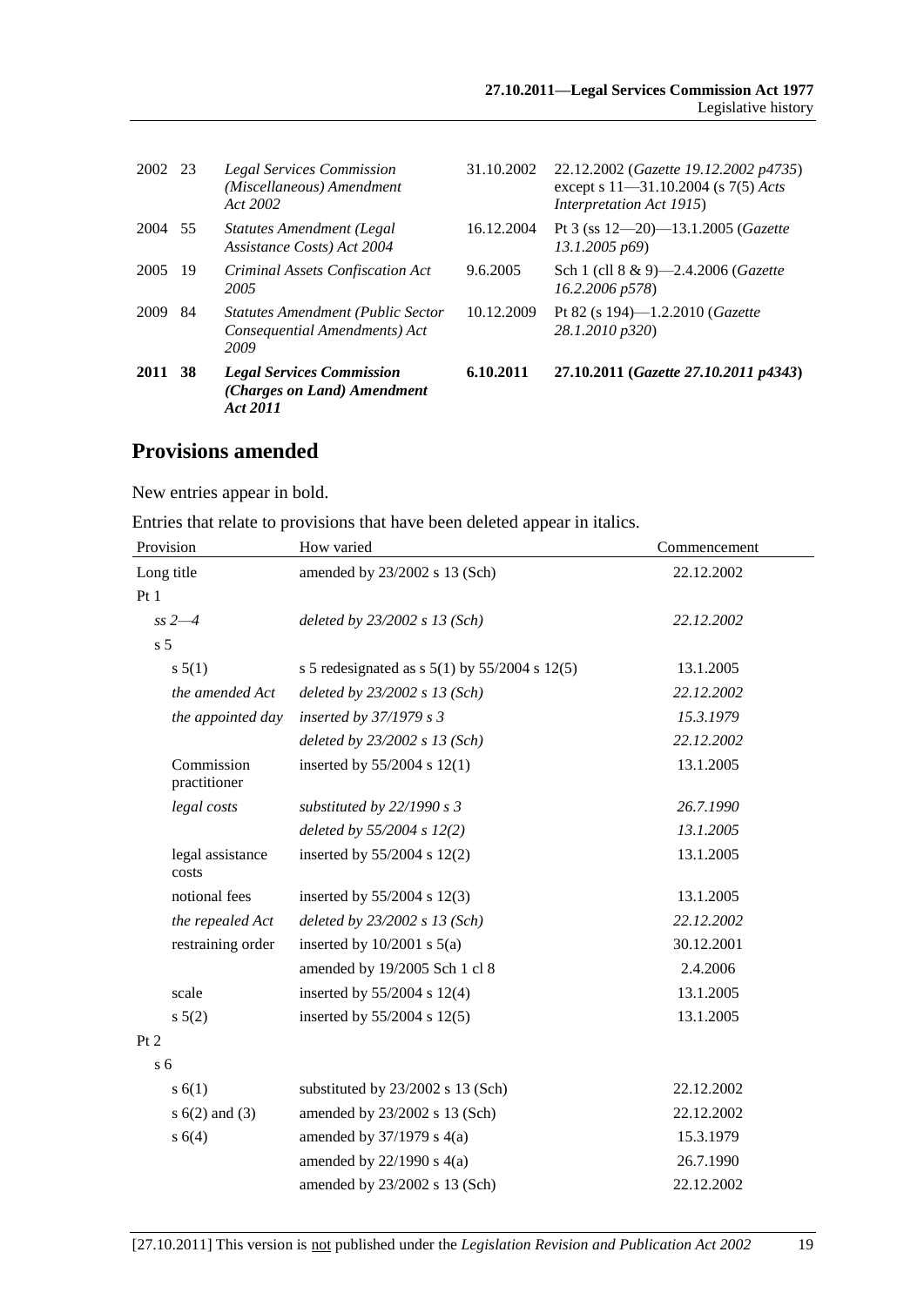| | | | | |
|---|---|---|---|---|
| 2002 | 23 | *Legal Services Commission (Miscellaneous) Amendment Act 2002* | 31.10.2002 | 22.12.2002 (*Gazette 19.12.2002 p4735*) except s 11—31.10.2004 (s 7(5) *Acts Interpretation Act 1915*) |
| 2004 | 55 | *Statutes Amendment (Legal Assistance Costs) Act 2004* | 16.12.2004 | Pt 3 (ss 12—20)—13.1.2005 (*Gazette 13.1.2005 p69*) |
| 2005 | 19 | *Criminal Assets Confiscation Act 2005* | 9.6.2005 | Sch 1 (cll 8 & 9)—2.4.2006 (*Gazette 16.2.2006 p578*) |
| 2009 | 84 | *Statutes Amendment (Public Sector Consequential Amendments) Act 2009* | 10.12.2009 | Pt 82 (s 194)—1.2.2010 (*Gazette 28.1.2010 p320*) |
| **2011** | **38** | ***Legal Services Commission (Charges on Land) Amendment Act 2011*** | **6.10.2011** | **27.10.2011 (*Gazette 27.10.2011 p4343*)** |

## Provisions amended

New entries appear in bold.

Entries that relate to provisions that have been deleted appear in italics.

| Provision | How varied | Commencement |
|---|---|---|
| Long title | amended by 23/2002 s 13 (Sch) | 22.12.2002 |
| Pt 1 | | |
| *ss 2—4* | *deleted by 23/2002 s 13 (Sch)* | *22.12.2002* |
| s 5 | | |
| s 5(1) | s 5 redesignated as s 5(1) by 55/2004 s 12(5) | 13.1.2005 |
| *the amended Act* | *deleted by 23/2002 s 13 (Sch)* | *22.12.2002* |
| *the appointed day* | *inserted by 37/1979 s 3* | *15.3.1979* |
| | *deleted by 23/2002 s 13 (Sch)* | *22.12.2002* |
| Commission practitioner | inserted by 55/2004 s 12(1) | 13.1.2005 |
| *legal costs* | *substituted by 22/1990 s 3* | *26.7.1990* |
| | *deleted by 55/2004 s 12(2)* | *13.1.2005* |
| legal assistance costs | inserted by 55/2004 s 12(2) | 13.1.2005 |
| notional fees | inserted by 55/2004 s 12(3) | 13.1.2005 |
| *the repealed Act* | *deleted by 23/2002 s 13 (Sch)* | *22.12.2002* |
| restraining order | inserted by 10/2001 s 5(a) | 30.12.2001 |
| | amended by 19/2005 Sch 1 cl 8 | 2.4.2006 |
| scale | inserted by 55/2004 s 12(4) | 13.1.2005 |
| s 5(2) | inserted by 55/2004 s 12(5) | 13.1.2005 |
| Pt 2 | | |
| s 6 | | |
| s 6(1) | substituted by 23/2002 s 13 (Sch) | 22.12.2002 |
| s 6(2) and (3) | amended by 23/2002 s 13 (Sch) | 22.12.2002 |
| s 6(4) | amended by 37/1979 s 4(a) | 15.3.1979 |
| | amended by 22/1990 s 4(a) | 26.7.1990 |
| | amended by 23/2002 s 13 (Sch) | 22.12.2002 |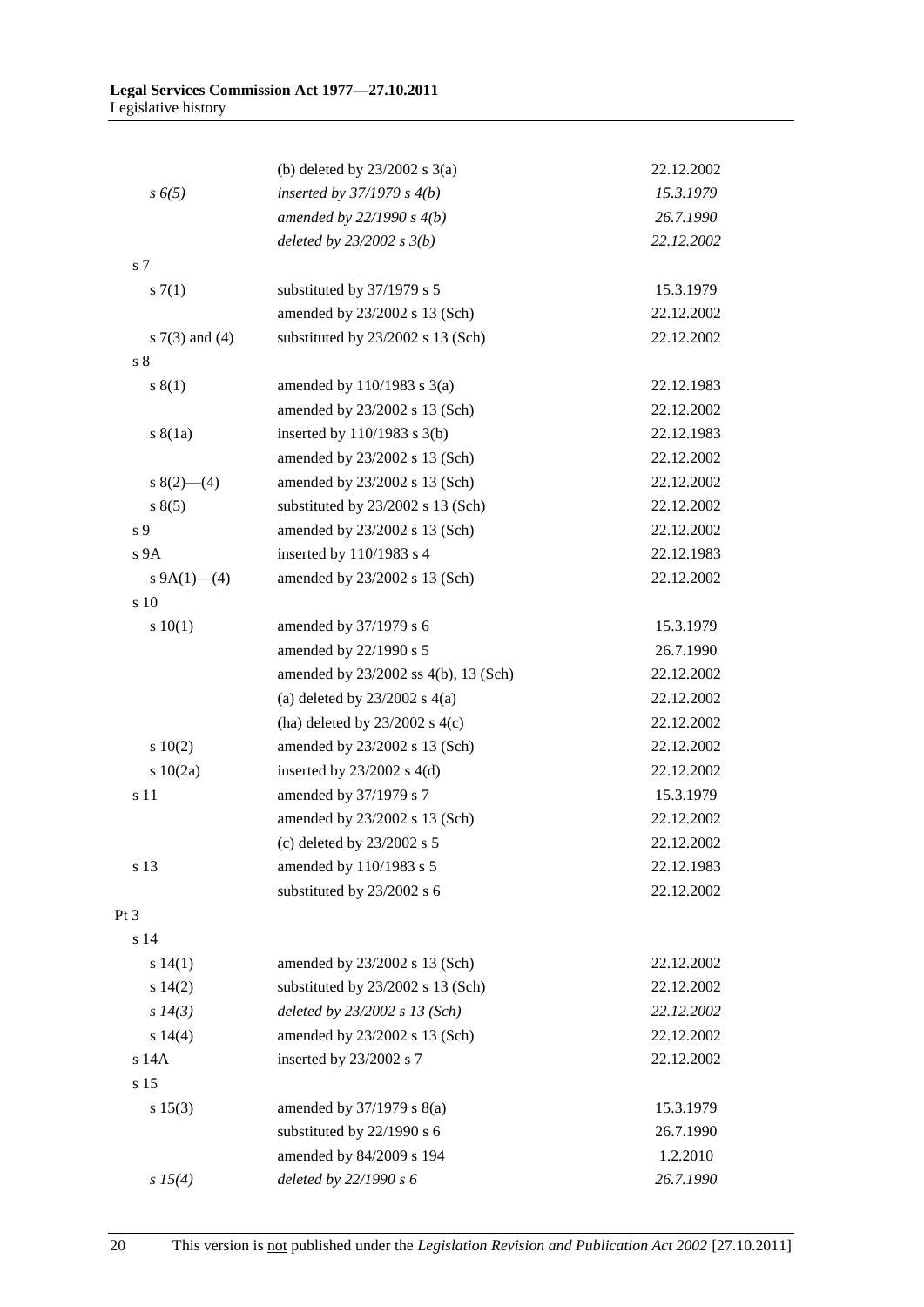| | | |
|---|---|---|
| | (b) deleted by 23/2002 s 3(a) | 22.12.2002 |
| *s 6(5)* | *inserted by 37/1979 s 4(b)* | *15.3.1979* |
| | *amended by 22/1990 s 4(b)* | *26.7.1990* |
| | *deleted by 23/2002 s 3(b)* | *22.12.2002* |
| s 7 | | |
| s 7(1) | substituted by 37/1979 s 5 | 15.3.1979 |
| | amended by 23/2002 s 13 (Sch) | 22.12.2002 |
| s 7(3) and (4) | substituted by 23/2002 s 13 (Sch) | 22.12.2002 |
| s 8 | | |
| s 8(1) | amended by 110/1983 s 3(a) | 22.12.1983 |
| | amended by 23/2002 s 13 (Sch) | 22.12.2002 |
| s 8(1a) | inserted by 110/1983 s 3(b) | 22.12.1983 |
| | amended by 23/2002 s 13 (Sch) | 22.12.2002 |
| s 8(2)—(4) | amended by 23/2002 s 13 (Sch) | 22.12.2002 |
| s 8(5) | substituted by 23/2002 s 13 (Sch) | 22.12.2002 |
| s 9 | amended by 23/2002 s 13 (Sch) | 22.12.2002 |
| s 9A | inserted by 110/1983 s 4 | 22.12.1983 |
| s 9A(1)—(4) | amended by 23/2002 s 13 (Sch) | 22.12.2002 |
| s 10 | | |
| s 10(1) | amended by 37/1979 s 6 | 15.3.1979 |
| | amended by 22/1990 s 5 | 26.7.1990 |
| | amended by 23/2002 ss 4(b), 13 (Sch) | 22.12.2002 |
| | (a) deleted by 23/2002 s 4(a) | 22.12.2002 |
| | (ha) deleted by 23/2002 s 4(c) | 22.12.2002 |
| s 10(2) | amended by 23/2002 s 13 (Sch) | 22.12.2002 |
| s 10(2a) | inserted by 23/2002 s 4(d) | 22.12.2002 |
| s 11 | amended by 37/1979 s 7 | 15.3.1979 |
| | amended by 23/2002 s 13 (Sch) | 22.12.2002 |
| | (c) deleted by 23/2002 s 5 | 22.12.2002 |
| s 13 | amended by 110/1983 s 5 | 22.12.1983 |
| | substituted by 23/2002 s 6 | 22.12.2002 |
| Pt 3 | | |
| s 14 | | |
| s 14(1) | amended by 23/2002 s 13 (Sch) | 22.12.2002 |
| s 14(2) | substituted by 23/2002 s 13 (Sch) | 22.12.2002 |
| *s 14(3)* | *deleted by 23/2002 s 13 (Sch)* | *22.12.2002* |
| s 14(4) | amended by 23/2002 s 13 (Sch) | 22.12.2002 |
| s 14A | inserted by 23/2002 s 7 | 22.12.2002 |
| s 15 | | |
| s 15(3) | amended by 37/1979 s 8(a) | 15.3.1979 |
| | substituted by 22/1990 s 6 | 26.7.1990 |
| | amended by 84/2009 s 194 | 1.2.2010 |
| *s 15(4)* | *deleted by 22/1990 s 6* | *26.7.1990* |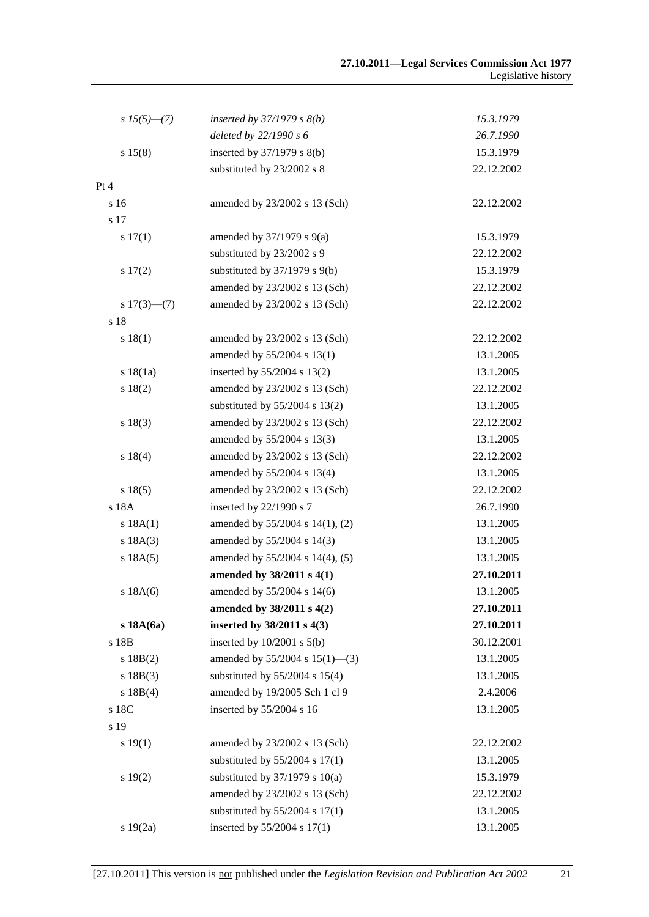| | | |
|---|---|---|
| *s 15(5)—(7)* | *inserted by 37/1979 s 8(b)* | *15.3.1979* |
| | *deleted by 22/1990 s 6* | *26.7.1990* |
| s 15(8) | inserted by 37/1979 s 8(b) | 15.3.1979 |
| | substituted by 23/2002 s 8 | 22.12.2002 |
| Pt 4 | | |
| s 16 | amended by 23/2002 s 13 (Sch) | 22.12.2002 |
| s 17 | | |
| s 17(1) | amended by 37/1979 s 9(a) | 15.3.1979 |
| | substituted by 23/2002 s 9 | 22.12.2002 |
| s 17(2) | substituted by 37/1979 s 9(b) | 15.3.1979 |
| | amended by 23/2002 s 13 (Sch) | 22.12.2002 |
| s 17(3)—(7) | amended by 23/2002 s 13 (Sch) | 22.12.2002 |
| s 18 | | |
| s 18(1) | amended by 23/2002 s 13 (Sch) | 22.12.2002 |
| | amended by 55/2004 s 13(1) | 13.1.2005 |
| s 18(1a) | inserted by 55/2004 s 13(2) | 13.1.2005 |
| s 18(2) | amended by 23/2002 s 13 (Sch) | 22.12.2002 |
| | substituted by 55/2004 s 13(2) | 13.1.2005 |
| s 18(3) | amended by 23/2002 s 13 (Sch) | 22.12.2002 |
| | amended by 55/2004 s 13(3) | 13.1.2005 |
| s 18(4) | amended by 23/2002 s 13 (Sch) | 22.12.2002 |
| | amended by 55/2004 s 13(4) | 13.1.2005 |
| s 18(5) | amended by 23/2002 s 13 (Sch) | 22.12.2002 |
| s 18A | inserted by 22/1990 s 7 | 26.7.1990 |
| s 18A(1) | amended by 55/2004 s 14(1), (2) | 13.1.2005 |
| s 18A(3) | amended by 55/2004 s 14(3) | 13.1.2005 |
| s 18A(5) | amended by 55/2004 s 14(4), (5) | 13.1.2005 |
| | **amended by 38/2011 s 4(1)** | **27.10.2011** |
| s 18A(6) | amended by 55/2004 s 14(6) | 13.1.2005 |
| | **amended by 38/2011 s 4(2)** | **27.10.2011** |
| **s 18A(6a)** | **inserted by 38/2011 s 4(3)** | **27.10.2011** |
| s 18B | inserted by 10/2001 s 5(b) | 30.12.2001 |
| s 18B(2) | amended by 55/2004 s 15(1)—(3) | 13.1.2005 |
| s 18B(3) | substituted by 55/2004 s 15(4) | 13.1.2005 |
| s 18B(4) | amended by 19/2005 Sch 1 cl 9 | 2.4.2006 |
| s 18C | inserted by 55/2004 s 16 | 13.1.2005 |
| s 19 | | |
| s 19(1) | amended by 23/2002 s 13 (Sch) | 22.12.2002 |
| | substituted by 55/2004 s 17(1) | 13.1.2005 |
| s 19(2) | substituted by 37/1979 s 10(a) | 15.3.1979 |
| | amended by 23/2002 s 13 (Sch) | 22.12.2002 |
| | substituted by 55/2004 s 17(1) | 13.1.2005 |
| s 19(2a) | inserted by 55/2004 s 17(1) | 13.1.2005 |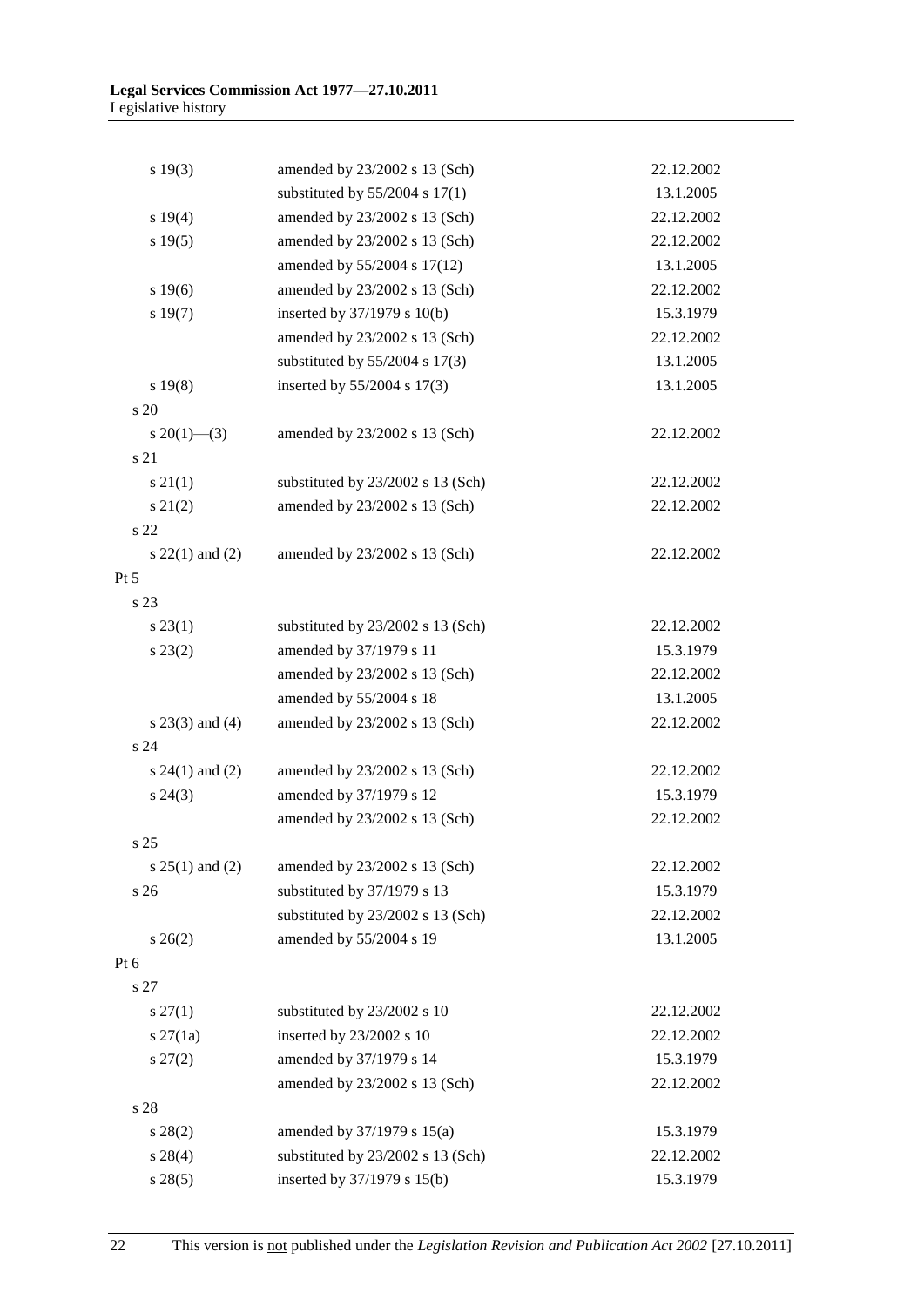| | | |
|---|---|---|
| s 19(3) | amended by 23/2002 s 13 (Sch) | 22.12.2002 |
| | substituted by 55/2004 s 17(1) | 13.1.2005 |
| s 19(4) | amended by 23/2002 s 13 (Sch) | 22.12.2002 |
| s 19(5) | amended by 23/2002 s 13 (Sch) | 22.12.2002 |
| | amended by 55/2004 s 17(12) | 13.1.2005 |
| s 19(6) | amended by 23/2002 s 13 (Sch) | 22.12.2002 |
| s 19(7) | inserted by 37/1979 s 10(b) | 15.3.1979 |
| | amended by 23/2002 s 13 (Sch) | 22.12.2002 |
| | substituted by 55/2004 s 17(3) | 13.1.2005 |
| s 19(8) | inserted by 55/2004 s 17(3) | 13.1.2005 |
| s 20 | | |
| s 20(1)—(3) | amended by 23/2002 s 13 (Sch) | 22.12.2002 |
| s 21 | | |
| s 21(1) | substituted by 23/2002 s 13 (Sch) | 22.12.2002 |
| s 21(2) | amended by 23/2002 s 13 (Sch) | 22.12.2002 |
| s 22 | | |
| s 22(1) and (2) | amended by 23/2002 s 13 (Sch) | 22.12.2002 |
| Pt 5 | | |
| s 23 | | |
| s 23(1) | substituted by 23/2002 s 13 (Sch) | 22.12.2002 |
| s 23(2) | amended by 37/1979 s 11 | 15.3.1979 |
| | amended by 23/2002 s 13 (Sch) | 22.12.2002 |
| | amended by 55/2004 s 18 | 13.1.2005 |
| s 23(3) and (4) | amended by 23/2002 s 13 (Sch) | 22.12.2002 |
| s 24 | | |
| s 24(1) and (2) | amended by 23/2002 s 13 (Sch) | 22.12.2002 |
| s 24(3) | amended by 37/1979 s 12 | 15.3.1979 |
| | amended by 23/2002 s 13 (Sch) | 22.12.2002 |
| s 25 | | |
| s 25(1) and (2) | amended by 23/2002 s 13 (Sch) | 22.12.2002 |
| s 26 | substituted by 37/1979 s 13 | 15.3.1979 |
| | substituted by 23/2002 s 13 (Sch) | 22.12.2002 |
| s 26(2) | amended by 55/2004 s 19 | 13.1.2005 |
| Pt 6 | | |
| s 27 | | |
| s 27(1) | substituted by 23/2002 s 10 | 22.12.2002 |
| s 27(1a) | inserted by 23/2002 s 10 | 22.12.2002 |
| s 27(2) | amended by 37/1979 s 14 | 15.3.1979 |
| | amended by 23/2002 s 13 (Sch) | 22.12.2002 |
| s 28 | | |
| s 28(2) | amended by 37/1979 s 15(a) | 15.3.1979 |
| s 28(4) | substituted by 23/2002 s 13 (Sch) | 22.12.2002 |
| s 28(5) | inserted by 37/1979 s 15(b) | 15.3.1979 |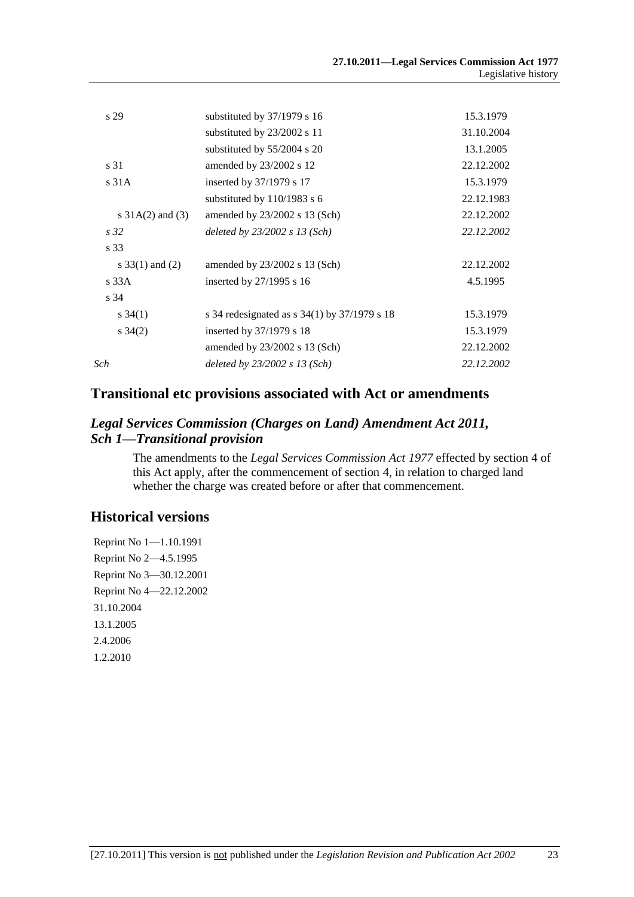| | | |
|---|---|---|
| s 29 | substituted by 37/1979 s 16 | 15.3.1979 |
| | substituted by 23/2002 s 11 | 31.10.2004 |
| | substituted by 55/2004 s 20 | 13.1.2005 |
| s 31 | amended by 23/2002 s 12 | 22.12.2002 |
| s 31A | inserted by 37/1979 s 17 | 15.3.1979 |
| | substituted by 110/1983 s 6 | 22.12.1983 |
| s 31A(2) and (3) | amended by 23/2002 s 13 (Sch) | 22.12.2002 |
| *s 32* | *deleted by 23/2002 s 13 (Sch)* | *22.12.2002* |
| s 33 | | |
| s 33(1) and (2) | amended by 23/2002 s 13 (Sch) | 22.12.2002 |
| s 33A | inserted by 27/1995 s 16 | 4.5.1995 |
| s 34 | | |
| s 34(1) | s 34 redesignated as s 34(1) by 37/1979 s 18 | 15.3.1979 |
| s 34(2) | inserted by 37/1979 s 18 | 15.3.1979 |
| | amended by 23/2002 s 13 (Sch) | 22.12.2002 |
| *Sch* | *deleted by 23/2002 s 13 (Sch)* | *22.12.2002* |

## Transitional etc provisions associated with Act or amendments

### *Legal Services Commission (Charges on Land) Amendment Act 2011, Sch 1—Transitional provision*

The amendments to the *Legal Services Commission Act 1977* effected by section 4 of this Act apply, after the commencement of section 4, in relation to charged land whether the charge was created before or after that commencement.

## Historical versions

Reprint No 1—1.10.1991
Reprint No 2—4.5.1995
Reprint No 3—30.12.2001
Reprint No 4—22.12.2002
31.10.2004
13.1.2005
2.4.2006
1.2.2010